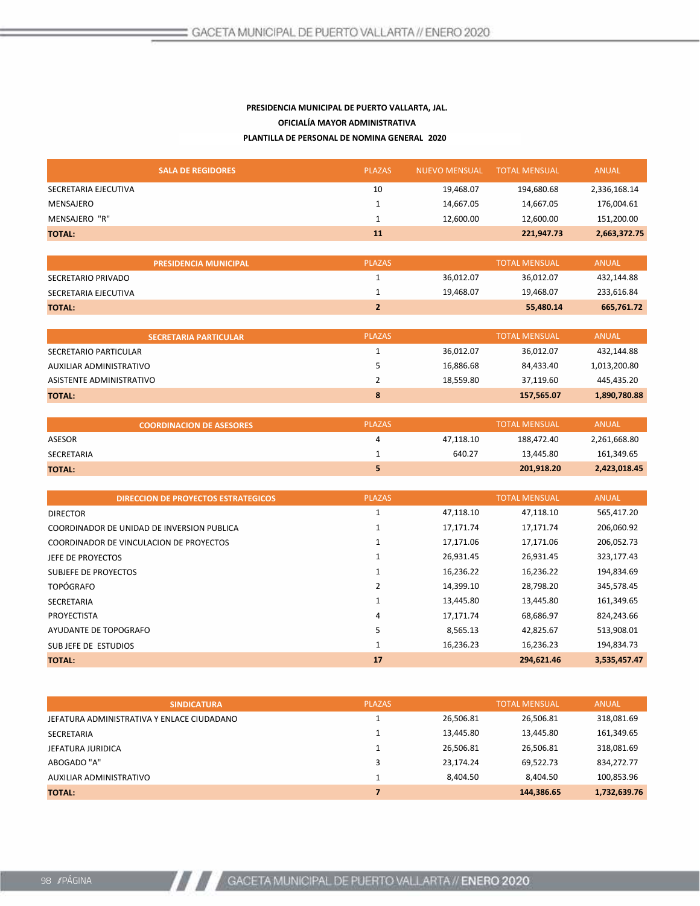**PRESIDENCIA MUNICIPAL DE PUERTO VALLARTA, JAL.**

**OFICIALÍA MAYOR ADMINISTRATIVA**

**PLANTILLA DE PERSONAL DE NOMINA GENERAL 2020**

| SALA DE REGIDORES | PLAZAS | NUEVO MENSUAL | TOTAL MENSUAL | ANUAL |
|---|---|---|---|---|
| SECRETARIA EJECUTIVA | 10 | 19,468.07 | 194,680.68 | 2,336,168.14 |
| MENSAJERO | 1 | 14,667.05 | 14,667.05 | 176,004.61 |
| MENSAJERO "R" | 1 | 12,600.00 | 12,600.00 | 151,200.00 |
| **TOTAL:** | **11** | | **221,947.73** | **2,663,372.75** |

| PRESIDENCIA MUNICIPAL | PLAZAS | | TOTAL MENSUAL | ANUAL |
|---|---|---|---|---|
| SECRETARIO PRIVADO | 1 | 36,012.07 | 36,012.07 | 432,144.88 |
| SECRETARIA EJECUTIVA | 1 | 19,468.07 | 19,468.07 | 233,616.84 |
| **TOTAL:** | **2** | | **55,480.14** | **665,761.72** |

| SECRETARIA PARTICULAR | PLAZAS | | TOTAL MENSUAL | ANUAL |
|---|---|---|---|---|
| SECRETARIO PARTICULAR | 1 | 36,012.07 | 36,012.07 | 432,144.88 |
| AUXILIAR ADMINISTRATIVO | 5 | 16,886.68 | 84,433.40 | 1,013,200.80 |
| ASISTENTE ADMINISTRATIVO | 2 | 18,559.80 | 37,119.60 | 445,435.20 |
| **TOTAL:** | **8** | | **157,565.07** | **1,890,780.88** |

| COORDINACION DE ASESORES | PLAZAS | | TOTAL MENSUAL | ANUAL |
|---|---|---|---|---|
| ASESOR | 4 | 47,118.10 | 188,472.40 | 2,261,668.80 |
| SECRETARIA | 1 | 640.27 | 13,445.80 | 161,349.65 |
| **TOTAL:** | **5** | | **201,918.20** | **2,423,018.45** |

| DIRECCION DE PROYECTOS ESTRATEGICOS | PLAZAS | | TOTAL MENSUAL | ANUAL |
|---|---|---|---|---|
| DIRECTOR | 1 | 47,118.10 | 47,118.10 | 565,417.20 |
| COORDINADOR DE UNIDAD DE INVERSION PUBLICA | 1 | 17,171.74 | 17,171.74 | 206,060.92 |
| COORDINADOR DE VINCULACION DE PROYECTOS | 1 | 17,171.06 | 17,171.06 | 206,052.73 |
| JEFE DE PROYECTOS | 1 | 26,931.45 | 26,931.45 | 323,177.43 |
| SUBJEFE DE PROYECTOS | 1 | 16,236.22 | 16,236.22 | 194,834.69 |
| TOPÓGRAFO | 2 | 14,399.10 | 28,798.20 | 345,578.45 |
| SECRETARIA | 1 | 13,445.80 | 13,445.80 | 161,349.65 |
| PROYECTISTA | 4 | 17,171.74 | 68,686.97 | 824,243.66 |
| AYUDANTE DE TOPOGRAFO | 5 | 8,565.13 | 42,825.67 | 513,908.01 |
| SUB JEFE DE ESTUDIOS | 1 | 16,236.23 | 16,236.23 | 194,834.73 |
| **TOTAL:** | **17** | | **294,621.46** | **3,535,457.47** |

| SINDICATURA | PLAZAS | | TOTAL MENSUAL | ANUAL |
|---|---|---|---|---|
| JEFATURA ADMINISTRATIVA Y ENLACE CIUDADANO | 1 | 26,506.81 | 26,506.81 | 318,081.69 |
| SECRETARIA | 1 | 13,445.80 | 13,445.80 | 161,349.65 |
| JEFATURA JURIDICA | 1 | 26,506.81 | 26,506.81 | 318,081.69 |
| ABOGADO "A" | 3 | 23,174.24 | 69,522.73 | 834,272.77 |
| AUXILIAR ADMINISTRATIVO | 1 | 8,404.50 | 8,404.50 | 100,853.96 |
| **TOTAL:** | **7** | | **144,386.65** | **1,732,639.76** |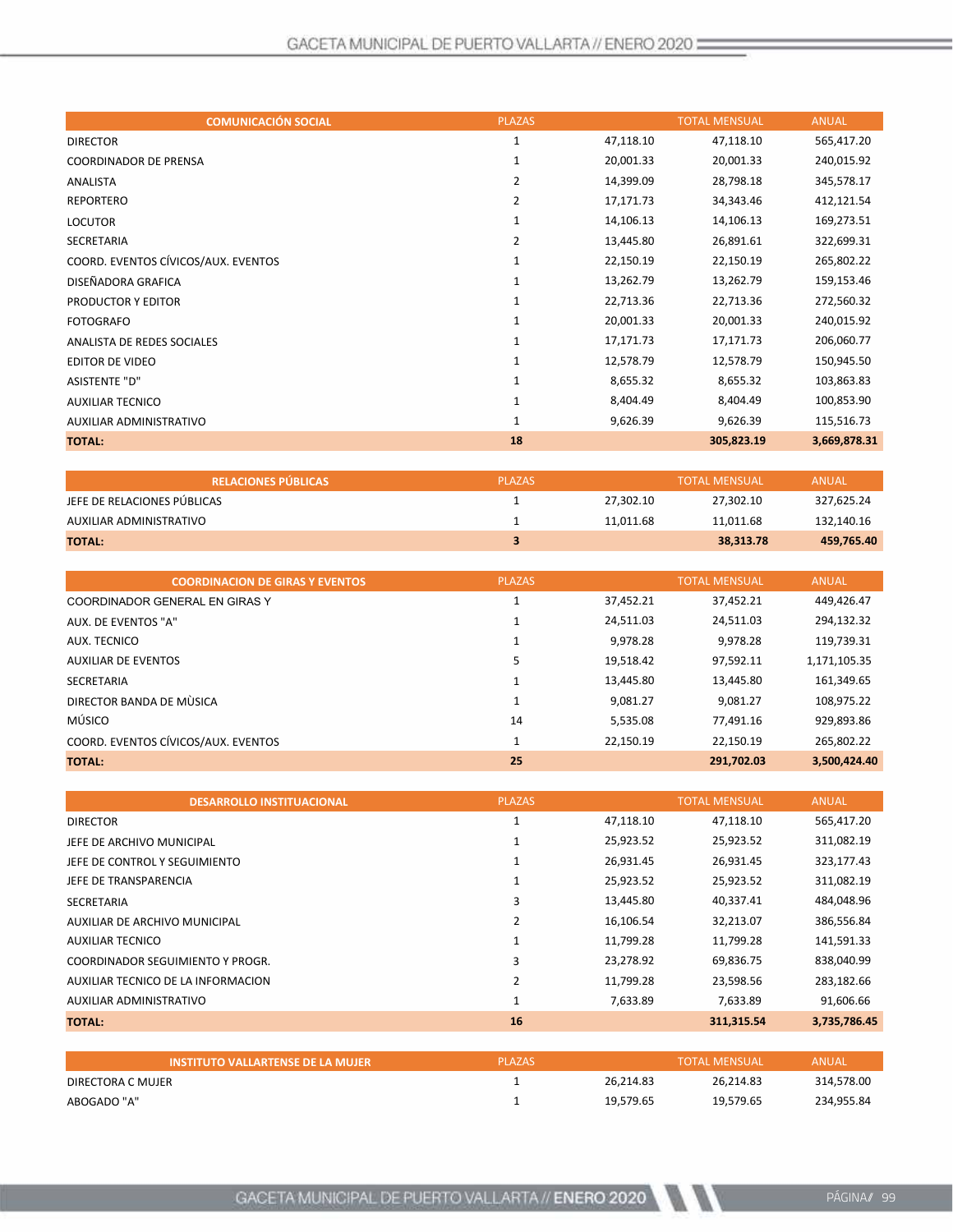| COMUNICACIÓN SOCIAL | PLAZAS | | TOTAL MENSUAL | ANUAL |
|---|---|---|---|---|
| DIRECTOR | 1 | 47,118.10 | 47,118.10 | 565,417.20 |
| COORDINADOR DE PRENSA | 1 | 20,001.33 | 20,001.33 | 240,015.92 |
| ANALISTA | 2 | 14,399.09 | 28,798.18 | 345,578.17 |
| REPORTERO | 2 | 17,171.73 | 34,343.46 | 412,121.54 |
| LOCUTOR | 1 | 14,106.13 | 14,106.13 | 169,273.51 |
| SECRETARIA | 2 | 13,445.80 | 26,891.61 | 322,699.31 |
| COORD. EVENTOS CÍVICOS/AUX. EVENTOS | 1 | 22,150.19 | 22,150.19 | 265,802.22 |
| DISEÑADORA GRAFICA | 1 | 13,262.79 | 13,262.79 | 159,153.46 |
| PRODUCTOR Y EDITOR | 1 | 22,713.36 | 22,713.36 | 272,560.32 |
| FOTOGRAFO | 1 | 20,001.33 | 20,001.33 | 240,015.92 |
| ANALISTA DE REDES SOCIALES | 1 | 17,171.73 | 17,171.73 | 206,060.77 |
| EDITOR DE VIDEO | 1 | 12,578.79 | 12,578.79 | 150,945.50 |
| ASISTENTE "D" | 1 | 8,655.32 | 8,655.32 | 103,863.83 |
| AUXILIAR TECNICO | 1 | 8,404.49 | 8,404.49 | 100,853.90 |
| AUXILIAR ADMINISTRATIVO | 1 | 9,626.39 | 9,626.39 | 115,516.73 |
| **TOTAL:** | **18** | | **305,823.19** | **3,669,878.31** |

| RELACIONES PÚBLICAS | PLAZAS | | TOTAL MENSUAL | ANUAL |
|---|---|---|---|---|
| JEFE DE RELACIONES PÚBLICAS | 1 | 27,302.10 | 27,302.10 | 327,625.24 |
| AUXILIAR ADMINISTRATIVO | 1 | 11,011.68 | 11,011.68 | 132,140.16 |
| **TOTAL:** | **3** | | **38,313.78** | **459,765.40** |

| COORDINACION DE GIRAS Y EVENTOS | PLAZAS | | TOTAL MENSUAL | ANUAL |
|---|---|---|---|---|
| COORDINADOR GENERAL EN GIRAS Y | 1 | 37,452.21 | 37,452.21 | 449,426.47 |
| AUX. DE EVENTOS "A" | 1 | 24,511.03 | 24,511.03 | 294,132.32 |
| AUX. TECNICO | 1 | 9,978.28 | 9,978.28 | 119,739.31 |
| AUXILIAR DE EVENTOS | 5 | 19,518.42 | 97,592.11 | 1,171,105.35 |
| SECRETARIA | 1 | 13,445.80 | 13,445.80 | 161,349.65 |
| DIRECTOR BANDA DE MÙSICA | 1 | 9,081.27 | 9,081.27 | 108,975.22 |
| MÚSICO | 14 | 5,535.08 | 77,491.16 | 929,893.86 |
| COORD. EVENTOS CÍVICOS/AUX. EVENTOS | 1 | 22,150.19 | 22,150.19 | 265,802.22 |
| **TOTAL:** | **25** | | **291,702.03** | **3,500,424.40** |

| DESARROLLO INSTITUACIONAL | PLAZAS | | TOTAL MENSUAL | ANUAL |
|---|---|---|---|---|
| DIRECTOR | 1 | 47,118.10 | 47,118.10 | 565,417.20 |
| JEFE DE ARCHIVO MUNICIPAL | 1 | 25,923.52 | 25,923.52 | 311,082.19 |
| JEFE DE CONTROL Y SEGUIMIENTO | 1 | 26,931.45 | 26,931.45 | 323,177.43 |
| JEFE DE TRANSPARENCIA | 1 | 25,923.52 | 25,923.52 | 311,082.19 |
| SECRETARIA | 3 | 13,445.80 | 40,337.41 | 484,048.96 |
| AUXILIAR DE ARCHIVO MUNICIPAL | 2 | 16,106.54 | 32,213.07 | 386,556.84 |
| AUXILIAR TECNICO | 1 | 11,799.28 | 11,799.28 | 141,591.33 |
| COORDINADOR SEGUIMIENTO Y PROGR. | 3 | 23,278.92 | 69,836.75 | 838,040.99 |
| AUXILIAR TECNICO DE LA INFORMACION | 2 | 11,799.28 | 23,598.56 | 283,182.66 |
| AUXILIAR ADMINISTRATIVO | 1 | 7,633.89 | 7,633.89 | 91,606.66 |
| **TOTAL:** | **16** | | **311,315.54** | **3,735,786.45** |

| INSTITUTO VALLARTENSE DE LA MUJER | PLAZAS | | TOTAL MENSUAL | ANUAL |
|---|---|---|---|---|
| DIRECTORA C MUJER | 1 | 26,214.83 | 26,214.83 | 314,578.00 |
| ABOGADO "A" | 1 | 19,579.65 | 19,579.65 | 234,955.84 |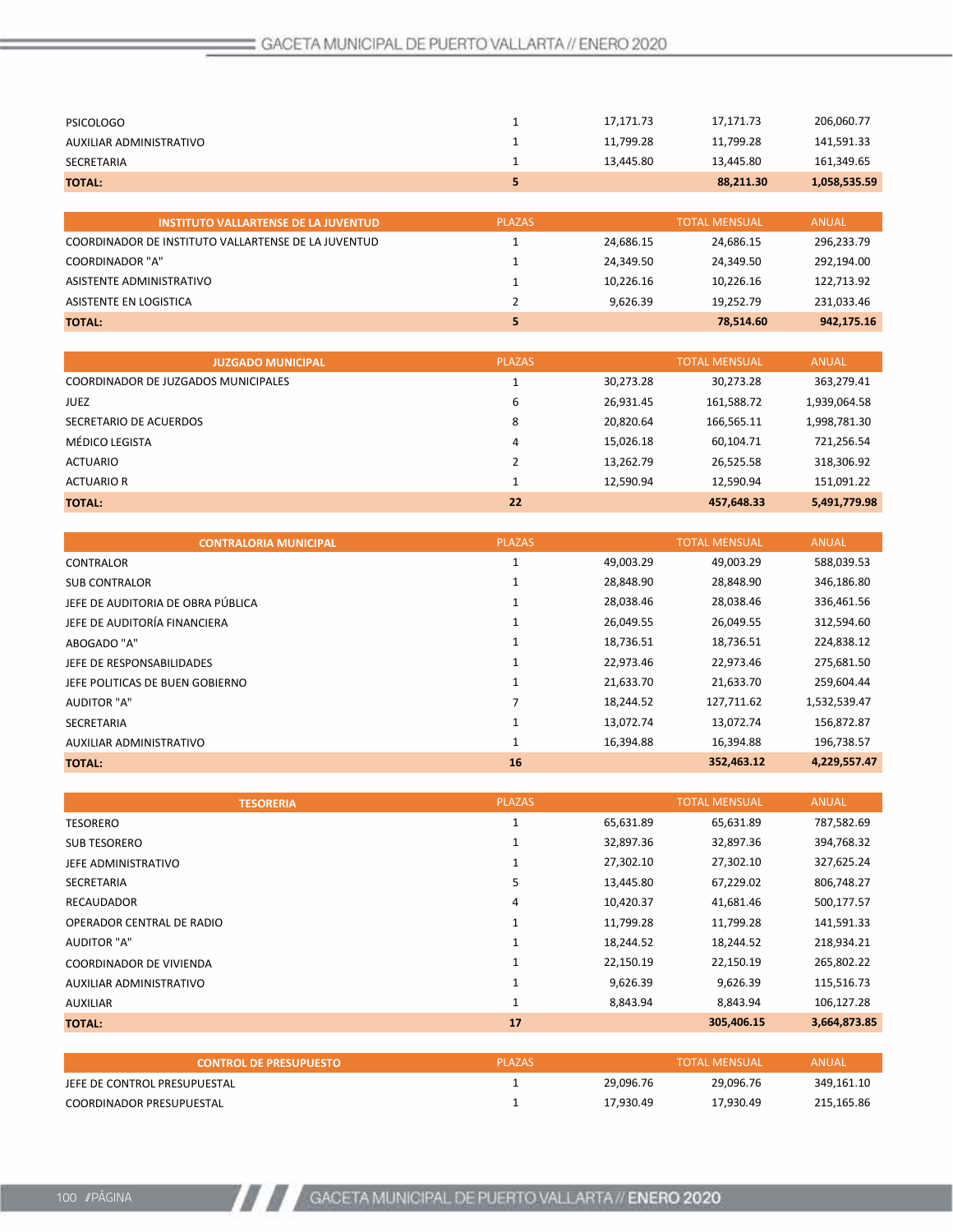| | | | | |
|---|---|---|---|---|
| PSICOLOGO | 1 | 17,171.73 | 17,171.73 | 206,060.77 |
| AUXILIAR ADMINISTRATIVO | 1 | 11,799.28 | 11,799.28 | 141,591.33 |
| SECRETARIA | 1 | 13,445.80 | 13,445.80 | 161,349.65 |
| **TOTAL:** | **5** | | **88,211.30** | **1,058,535.59** |

| INSTITUTO VALLARTENSE DE LA JUVENTUD | PLAZAS | | TOTAL MENSUAL | ANUAL |
|---|---|---|---|---|
| COORDINADOR DE INSTITUTO VALLARTENSE DE LA JUVENTUD | 1 | 24,686.15 | 24,686.15 | 296,233.79 |
| COORDINADOR "A" | 1 | 24,349.50 | 24,349.50 | 292,194.00 |
| ASISTENTE ADMINISTRATIVO | 1 | 10,226.16 | 10,226.16 | 122,713.92 |
| ASISTENTE EN LOGISTICA | 2 | 9,626.39 | 19,252.79 | 231,033.46 |
| **TOTAL:** | **5** | | **78,514.60** | **942,175.16** |

| JUZGADO MUNICIPAL | PLAZAS | | TOTAL MENSUAL | ANUAL |
|---|---|---|---|---|
| COORDINADOR DE JUZGADOS MUNICIPALES | 1 | 30,273.28 | 30,273.28 | 363,279.41 |
| JUEZ | 6 | 26,931.45 | 161,588.72 | 1,939,064.58 |
| SECRETARIO DE ACUERDOS | 8 | 20,820.64 | 166,565.11 | 1,998,781.30 |
| MÉDICO LEGISTA | 4 | 15,026.18 | 60,104.71 | 721,256.54 |
| ACTUARIO | 2 | 13,262.79 | 26,525.58 | 318,306.92 |
| ACTUARIO R | 1 | 12,590.94 | 12,590.94 | 151,091.22 |
| **TOTAL:** | **22** | | **457,648.33** | **5,491,779.98** |

| CONTRALORIA MUNICIPAL | PLAZAS | | TOTAL MENSUAL | ANUAL |
|---|---|---|---|---|
| CONTRALOR | 1 | 49,003.29 | 49,003.29 | 588,039.53 |
| SUB CONTRALOR | 1 | 28,848.90 | 28,848.90 | 346,186.80 |
| JEFE DE AUDITORIA DE OBRA PÚBLICA | 1 | 28,038.46 | 28,038.46 | 336,461.56 |
| JEFE DE AUDITORÍA FINANCIERA | 1 | 26,049.55 | 26,049.55 | 312,594.60 |
| ABOGADO "A" | 1 | 18,736.51 | 18,736.51 | 224,838.12 |
| JEFE DE RESPONSABILIDADES | 1 | 22,973.46 | 22,973.46 | 275,681.50 |
| JEFE POLITICAS DE BUEN GOBIERNO | 1 | 21,633.70 | 21,633.70 | 259,604.44 |
| AUDITOR "A" | 7 | 18,244.52 | 127,711.62 | 1,532,539.47 |
| SECRETARIA | 1 | 13,072.74 | 13,072.74 | 156,872.87 |
| AUXILIAR ADMINISTRATIVO | 1 | 16,394.88 | 16,394.88 | 196,738.57 |
| **TOTAL:** | **16** | | **352,463.12** | **4,229,557.47** |

| TESORERIA | PLAZAS | | TOTAL MENSUAL | ANUAL |
|---|---|---|---|---|
| TESORERO | 1 | 65,631.89 | 65,631.89 | 787,582.69 |
| SUB TESORERO | 1 | 32,897.36 | 32,897.36 | 394,768.32 |
| JEFE ADMINISTRATIVO | 1 | 27,302.10 | 27,302.10 | 327,625.24 |
| SECRETARIA | 5 | 13,445.80 | 67,229.02 | 806,748.27 |
| RECAUDADOR | 4 | 10,420.37 | 41,681.46 | 500,177.57 |
| OPERADOR CENTRAL DE RADIO | 1 | 11,799.28 | 11,799.28 | 141,591.33 |
| AUDITOR "A" | 1 | 18,244.52 | 18,244.52 | 218,934.21 |
| COORDINADOR DE VIVIENDA | 1 | 22,150.19 | 22,150.19 | 265,802.22 |
| AUXILIAR ADMINISTRATIVO | 1 | 9,626.39 | 9,626.39 | 115,516.73 |
| AUXILIAR | 1 | 8,843.94 | 8,843.94 | 106,127.28 |
| **TOTAL:** | **17** | | **305,406.15** | **3,664,873.85** |

| CONTROL DE PRESUPUESTO | PLAZAS | | TOTAL MENSUAL | ANUAL |
|---|---|---|---|---|
| JEFE DE CONTROL PRESUPUESTAL | 1 | 29,096.76 | 29,096.76 | 349,161.10 |
| COORDINADOR PRESUPUESTAL | 1 | 17,930.49 | 17,930.49 | 215,165.86 |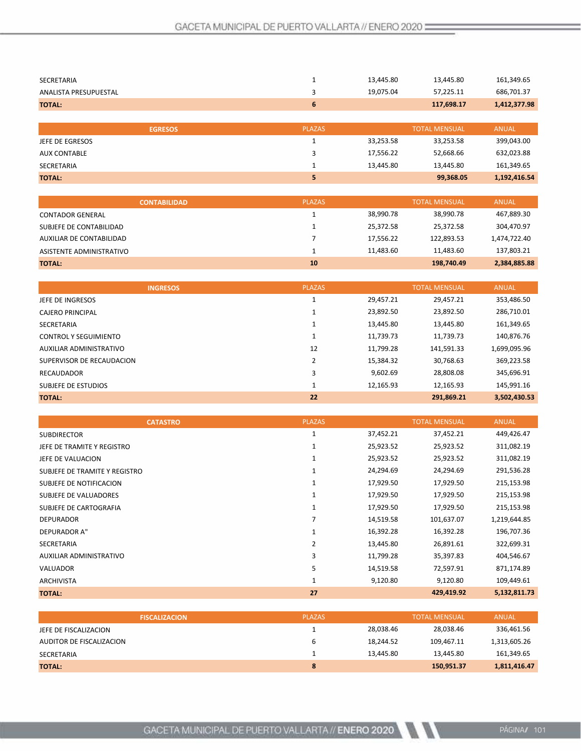| | | | | |
|---|---|---|---|---|
| SECRETARIA | 1 | 13,445.80 | 13,445.80 | 161,349.65 |
| ANALISTA PRESUPUESTAL | 3 | 19,075.04 | 57,225.11 | 686,701.37 |
| **TOTAL:** | **6** | | **117,698.17** | **1,412,377.98** |

| EGRESOS | PLAZAS | | TOTAL MENSUAL | ANUAL |
|---|---|---|---|---|
| JEFE DE EGRESOS | 1 | 33,253.58 | 33,253.58 | 399,043.00 |
| AUX CONTABLE | 3 | 17,556.22 | 52,668.66 | 632,023.88 |
| SECRETARIA | 1 | 13,445.80 | 13,445.80 | 161,349.65 |
| **TOTAL:** | **5** | | **99,368.05** | **1,192,416.54** |

| CONTABILIDAD | PLAZAS | | TOTAL MENSUAL | ANUAL |
|---|---|---|---|---|
| CONTADOR GENERAL | 1 | 38,990.78 | 38,990.78 | 467,889.30 |
| SUBJEFE DE CONTABILIDAD | 1 | 25,372.58 | 25,372.58 | 304,470.97 |
| AUXILIAR DE CONTABILIDAD | 7 | 17,556.22 | 122,893.53 | 1,474,722.40 |
| ASISTENTE ADMINISTRATIVO | 1 | 11,483.60 | 11,483.60 | 137,803.21 |
| **TOTAL:** | **10** | | **198,740.49** | **2,384,885.88** |

| INGRESOS | PLAZAS | | TOTAL MENSUAL | ANUAL |
|---|---|---|---|---|
| JEFE DE INGRESOS | 1 | 29,457.21 | 29,457.21 | 353,486.50 |
| CAJERO PRINCIPAL | 1 | 23,892.50 | 23,892.50 | 286,710.01 |
| SECRETARIA | 1 | 13,445.80 | 13,445.80 | 161,349.65 |
| CONTROL Y SEGUIMIENTO | 1 | 11,739.73 | 11,739.73 | 140,876.76 |
| AUXILIAR ADMINISTRATIVO | 12 | 11,799.28 | 141,591.33 | 1,699,095.96 |
| SUPERVISOR DE RECAUDACION | 2 | 15,384.32 | 30,768.63 | 369,223.58 |
| RECAUDADOR | 3 | 9,602.69 | 28,808.08 | 345,696.91 |
| SUBJEFE DE ESTUDIOS | 1 | 12,165.93 | 12,165.93 | 145,991.16 |
| **TOTAL:** | **22** | | **291,869.21** | **3,502,430.53** |

| CATASTRO | PLAZAS | | TOTAL MENSUAL | ANUAL |
|---|---|---|---|---|
| SUBDIRECTOR | 1 | 37,452.21 | 37,452.21 | 449,426.47 |
| JEFE DE TRAMITE Y REGISTRO | 1 | 25,923.52 | 25,923.52 | 311,082.19 |
| JEFE DE VALUACION | 1 | 25,923.52 | 25,923.52 | 311,082.19 |
| SUBJEFE DE TRAMITE Y REGISTRO | 1 | 24,294.69 | 24,294.69 | 291,536.28 |
| SUBJEFE DE NOTIFICACION | 1 | 17,929.50 | 17,929.50 | 215,153.98 |
| SUBJEFE DE VALUADORES | 1 | 17,929.50 | 17,929.50 | 215,153.98 |
| SUBJEFE DE CARTOGRAFIA | 1 | 17,929.50 | 17,929.50 | 215,153.98 |
| DEPURADOR | 7 | 14,519.58 | 101,637.07 | 1,219,644.85 |
| DEPURADOR A" | 1 | 16,392.28 | 16,392.28 | 196,707.36 |
| SECRETARIA | 2 | 13,445.80 | 26,891.61 | 322,699.31 |
| AUXILIAR ADMINISTRATIVO | 3 | 11,799.28 | 35,397.83 | 404,546.67 |
| VALUADOR | 5 | 14,519.58 | 72,597.91 | 871,174.89 |
| ARCHIVISTA | 1 | 9,120.80 | 9,120.80 | 109,449.61 |
| **TOTAL:** | **27** | | **429,419.92** | **5,132,811.73** |

| FISCALIZACION | PLAZAS | | TOTAL MENSUAL | ANUAL |
|---|---|---|---|---|
| JEFE DE FISCALIZACION | 1 | 28,038.46 | 28,038.46 | 336,461.56 |
| AUDITOR DE FISCALIZACION | 6 | 18,244.52 | 109,467.11 | 1,313,605.26 |
| SECRETARIA | 1 | 13,445.80 | 13,445.80 | 161,349.65 |
| **TOTAL:** | **8** | | **150,951.37** | **1,811,416.47** |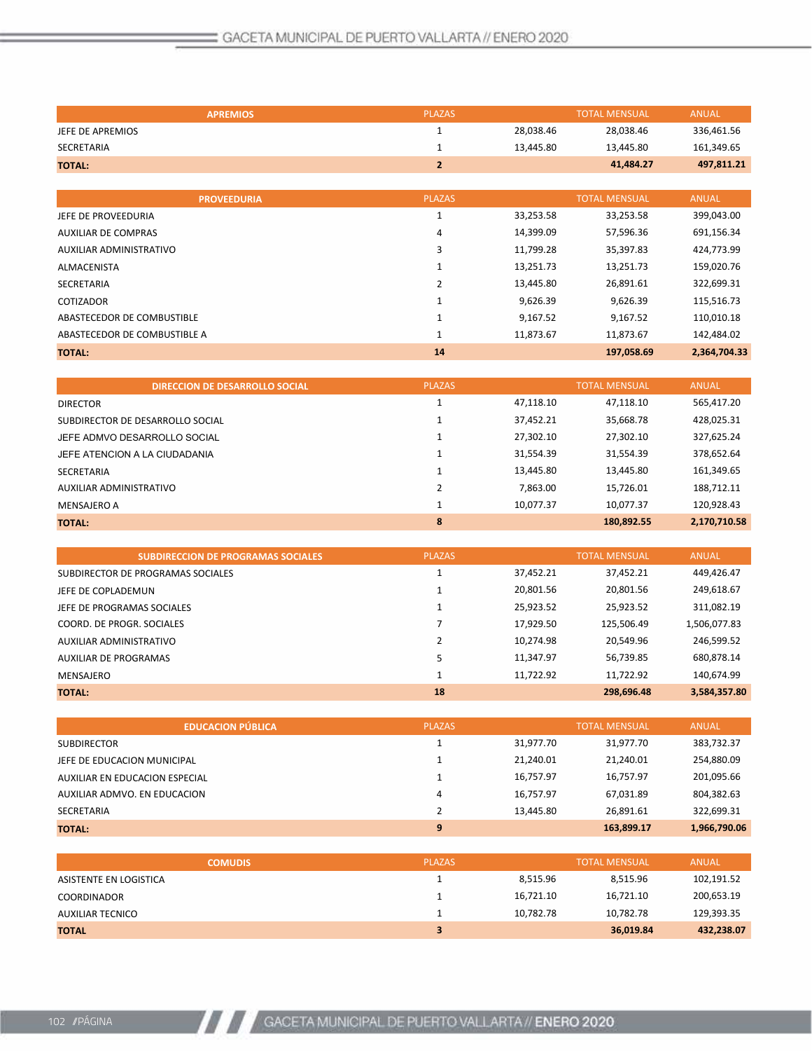| APREMIOS | PLAZAS | | TOTAL MENSUAL | ANUAL |
|---|---|---|---|---|
| JEFE DE APREMIOS | 1 | 28,038.46 | 28,038.46 | 336,461.56 |
| SECRETARIA | 1 | 13,445.80 | 13,445.80 | 161,349.65 |
| **TOTAL:** | **2** | | **41,484.27** | **497,811.21** |

| PROVEEDURIA | PLAZAS | | TOTAL MENSUAL | ANUAL |
|---|---|---|---|---|
| JEFE DE PROVEEDURIA | 1 | 33,253.58 | 33,253.58 | 399,043.00 |
| AUXILIAR DE COMPRAS | 4 | 14,399.09 | 57,596.36 | 691,156.34 |
| AUXILIAR ADMINISTRATIVO | 3 | 11,799.28 | 35,397.83 | 424,773.99 |
| ALMACENISTA | 1 | 13,251.73 | 13,251.73 | 159,020.76 |
| SECRETARIA | 2 | 13,445.80 | 26,891.61 | 322,699.31 |
| COTIZADOR | 1 | 9,626.39 | 9,626.39 | 115,516.73 |
| ABASTECEDOR DE COMBUSTIBLE | 1 | 9,167.52 | 9,167.52 | 110,010.18 |
| ABASTECEDOR DE COMBUSTIBLE A | 1 | 11,873.67 | 11,873.67 | 142,484.02 |
| **TOTAL:** | **14** | | **197,058.69** | **2,364,704.33** |

| DIRECCION DE DESARROLLO SOCIAL | PLAZAS | | TOTAL MENSUAL | ANUAL |
|---|---|---|---|---|
| DIRECTOR | 1 | 47,118.10 | 47,118.10 | 565,417.20 |
| SUBDIRECTOR DE DESARROLLO SOCIAL | 1 | 37,452.21 | 35,668.78 | 428,025.31 |
| JEFE ADMVO DESARROLLO SOCIAL | 1 | 27,302.10 | 27,302.10 | 327,625.24 |
| JEFE ATENCION A LA CIUDADANIA | 1 | 31,554.39 | 31,554.39 | 378,652.64 |
| SECRETARIA | 1 | 13,445.80 | 13,445.80 | 161,349.65 |
| AUXILIAR ADMINISTRATIVO | 2 | 7,863.00 | 15,726.01 | 188,712.11 |
| MENSAJERO A | 1 | 10,077.37 | 10,077.37 | 120,928.43 |
| **TOTAL:** | **8** | | **180,892.55** | **2,170,710.58** |

| SUBDIRECCION DE PROGRAMAS SOCIALES | PLAZAS | | TOTAL MENSUAL | ANUAL |
|---|---|---|---|---|
| SUBDIRECTOR DE PROGRAMAS SOCIALES | 1 | 37,452.21 | 37,452.21 | 449,426.47 |
| JEFE DE COPLADEMUN | 1 | 20,801.56 | 20,801.56 | 249,618.67 |
| JEFE DE PROGRAMAS SOCIALES | 1 | 25,923.52 | 25,923.52 | 311,082.19 |
| COORD. DE PROGR. SOCIALES | 7 | 17,929.50 | 125,506.49 | 1,506,077.83 |
| AUXILIAR ADMINISTRATIVO | 2 | 10,274.98 | 20,549.96 | 246,599.52 |
| AUXILIAR DE PROGRAMAS | 5 | 11,347.97 | 56,739.85 | 680,878.14 |
| MENSAJERO | 1 | 11,722.92 | 11,722.92 | 140,674.99 |
| **TOTAL:** | **18** | | **298,696.48** | **3,584,357.80** |

| EDUCACION PÚBLICA | PLAZAS | | TOTAL MENSUAL | ANUAL |
|---|---|---|---|---|
| SUBDIRECTOR | 1 | 31,977.70 | 31,977.70 | 383,732.37 |
| JEFE DE EDUCACION MUNICIPAL | 1 | 21,240.01 | 21,240.01 | 254,880.09 |
| AUXILIAR EN EDUCACION ESPECIAL | 1 | 16,757.97 | 16,757.97 | 201,095.66 |
| AUXILIAR ADMVO. EN EDUCACION | 4 | 16,757.97 | 67,031.89 | 804,382.63 |
| SECRETARIA | 2 | 13,445.80 | 26,891.61 | 322,699.31 |
| **TOTAL:** | **9** | | **163,899.17** | **1,966,790.06** |

| COMUDIS | PLAZAS | | TOTAL MENSUAL | ANUAL |
|---|---|---|---|---|
| ASISTENTE EN LOGISTICA | 1 | 8,515.96 | 8,515.96 | 102,191.52 |
| COORDINADOR | 1 | 16,721.10 | 16,721.10 | 200,653.19 |
| AUXILIAR TECNICO | 1 | 10,782.78 | 10,782.78 | 129,393.35 |
| **TOTAL** | **3** | | **36,019.84** | **432,238.07** |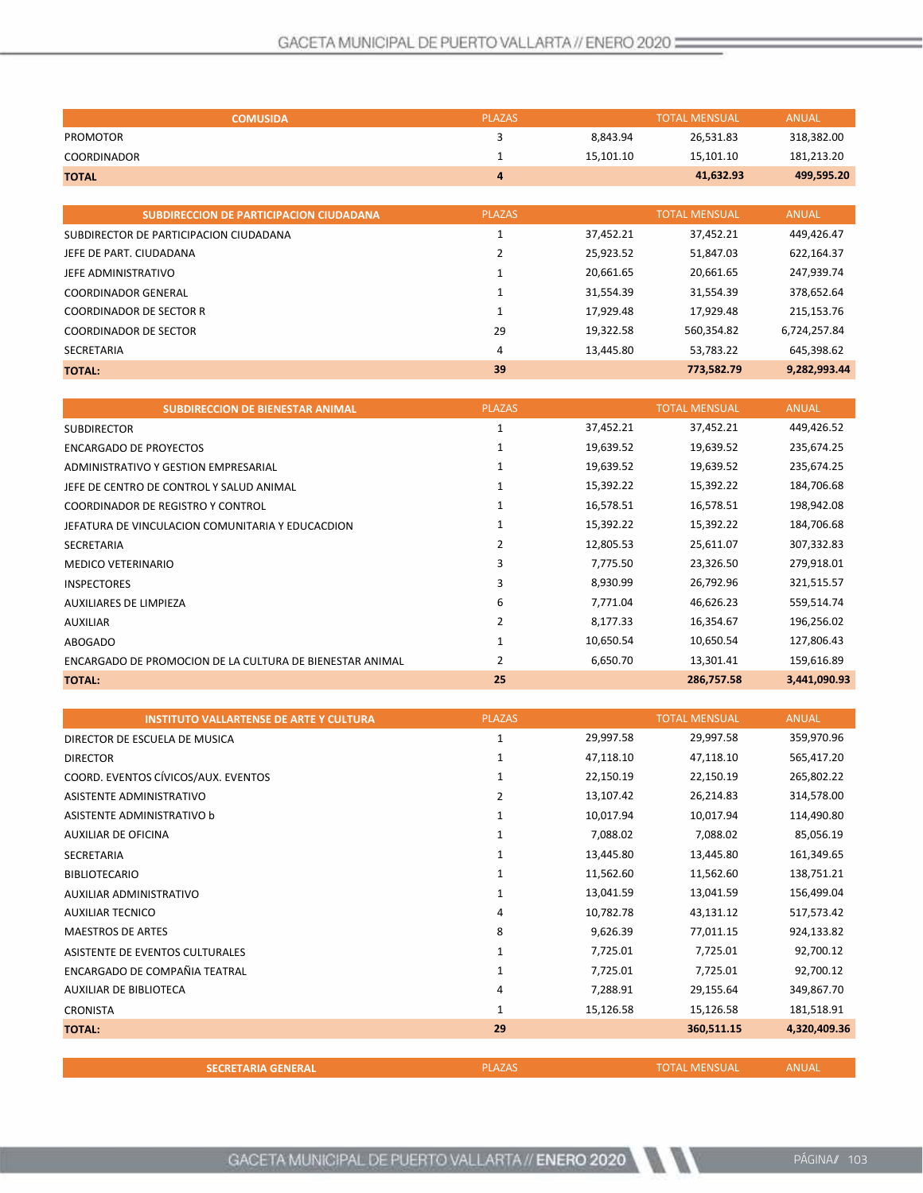| COMUSIDA | PLAZAS | | TOTAL MENSUAL | ANUAL |
|---|---|---|---|---|
| PROMOTOR | 3 | 8,843.94 | 26,531.83 | 318,382.00 |
| COORDINADOR | 1 | 15,101.10 | 15,101.10 | 181,213.20 |
| **TOTAL** | **4** | | **41,632.93** | **499,595.20** |

| SUBDIRECCION DE PARTICIPACION CIUDADANA | PLAZAS | | TOTAL MENSUAL | ANUAL |
|---|---|---|---|---|
| SUBDIRECTOR DE PARTICIPACION CIUDADANA | 1 | 37,452.21 | 37,452.21 | 449,426.47 |
| JEFE DE PART. CIUDADANA | 2 | 25,923.52 | 51,847.03 | 622,164.37 |
| JEFE ADMINISTRATIVO | 1 | 20,661.65 | 20,661.65 | 247,939.74 |
| COORDINADOR GENERAL | 1 | 31,554.39 | 31,554.39 | 378,652.64 |
| COORDINADOR DE SECTOR R | 1 | 17,929.48 | 17,929.48 | 215,153.76 |
| COORDINADOR DE SECTOR | 29 | 19,322.58 | 560,354.82 | 6,724,257.84 |
| SECRETARIA | 4 | 13,445.80 | 53,783.22 | 645,398.62 |
| **TOTAL:** | **39** | | **773,582.79** | **9,282,993.44** |

| SUBDIRECCION DE BIENESTAR ANIMAL | PLAZAS | | TOTAL MENSUAL | ANUAL |
|---|---|---|---|---|
| SUBDIRECTOR | 1 | 37,452.21 | 37,452.21 | 449,426.52 |
| ENCARGADO DE PROYECTOS | 1 | 19,639.52 | 19,639.52 | 235,674.25 |
| ADMINISTRATIVO Y GESTION EMPRESARIAL | 1 | 19,639.52 | 19,639.52 | 235,674.25 |
| JEFE DE CENTRO DE CONTROL Y SALUD ANIMAL | 1 | 15,392.22 | 15,392.22 | 184,706.68 |
| COORDINADOR DE REGISTRO Y CONTROL | 1 | 16,578.51 | 16,578.51 | 198,942.08 |
| JEFATURA DE VINCULACION COMUNITARIA Y EDUCACDION | 1 | 15,392.22 | 15,392.22 | 184,706.68 |
| SECRETARIA | 2 | 12,805.53 | 25,611.07 | 307,332.83 |
| MEDICO VETERINARIO | 3 | 7,775.50 | 23,326.50 | 279,918.01 |
| INSPECTORES | 3 | 8,930.99 | 26,792.96 | 321,515.57 |
| AUXILIARES DE LIMPIEZA | 6 | 7,771.04 | 46,626.23 | 559,514.74 |
| AUXILIAR | 2 | 8,177.33 | 16,354.67 | 196,256.02 |
| ABOGADO | 1 | 10,650.54 | 10,650.54 | 127,806.43 |
| ENCARGADO DE PROMOCION DE LA CULTURA DE BIENESTAR ANIMAL | 2 | 6,650.70 | 13,301.41 | 159,616.89 |
| **TOTAL:** | **25** | | **286,757.58** | **3,441,090.93** |

| INSTITUTO VALLARTENSE DE ARTE Y CULTURA | PLAZAS | | TOTAL MENSUAL | ANUAL |
|---|---|---|---|---|
| DIRECTOR DE ESCUELA DE MUSICA | 1 | 29,997.58 | 29,997.58 | 359,970.96 |
| DIRECTOR | 1 | 47,118.10 | 47,118.10 | 565,417.20 |
| COORD. EVENTOS CÍVICOS/AUX. EVENTOS | 1 | 22,150.19 | 22,150.19 | 265,802.22 |
| ASISTENTE ADMINISTRATIVO | 2 | 13,107.42 | 26,214.83 | 314,578.00 |
| ASISTENTE ADMINISTRATIVO b | 1 | 10,017.94 | 10,017.94 | 114,490.80 |
| AUXILIAR DE OFICINA | 1 | 7,088.02 | 7,088.02 | 85,056.19 |
| SECRETARIA | 1 | 13,445.80 | 13,445.80 | 161,349.65 |
| BIBLIOTECARIO | 1 | 11,562.60 | 11,562.60 | 138,751.21 |
| AUXILIAR ADMINISTRATIVO | 1 | 13,041.59 | 13,041.59 | 156,499.04 |
| AUXILIAR TECNICO | 4 | 10,782.78 | 43,131.12 | 517,573.42 |
| MAESTROS DE ARTES | 8 | 9,626.39 | 77,011.15 | 924,133.82 |
| ASISTENTE DE EVENTOS CULTURALES | 1 | 7,725.01 | 7,725.01 | 92,700.12 |
| ENCARGADO DE COMPAÑIA TEATRAL | 1 | 7,725.01 | 7,725.01 | 92,700.12 |
| AUXILIAR DE BIBLIOTECA | 4 | 7,288.91 | 29,155.64 | 349,867.70 |
| CRONISTA | 1 | 15,126.58 | 15,126.58 | 181,518.91 |
| **TOTAL:** | **29** | | **360,511.15** | **4,320,409.36** |

| SECRETARIA GENERAL | PLAZAS | | TOTAL MENSUAL | ANUAL |
|---|---|---|---|---|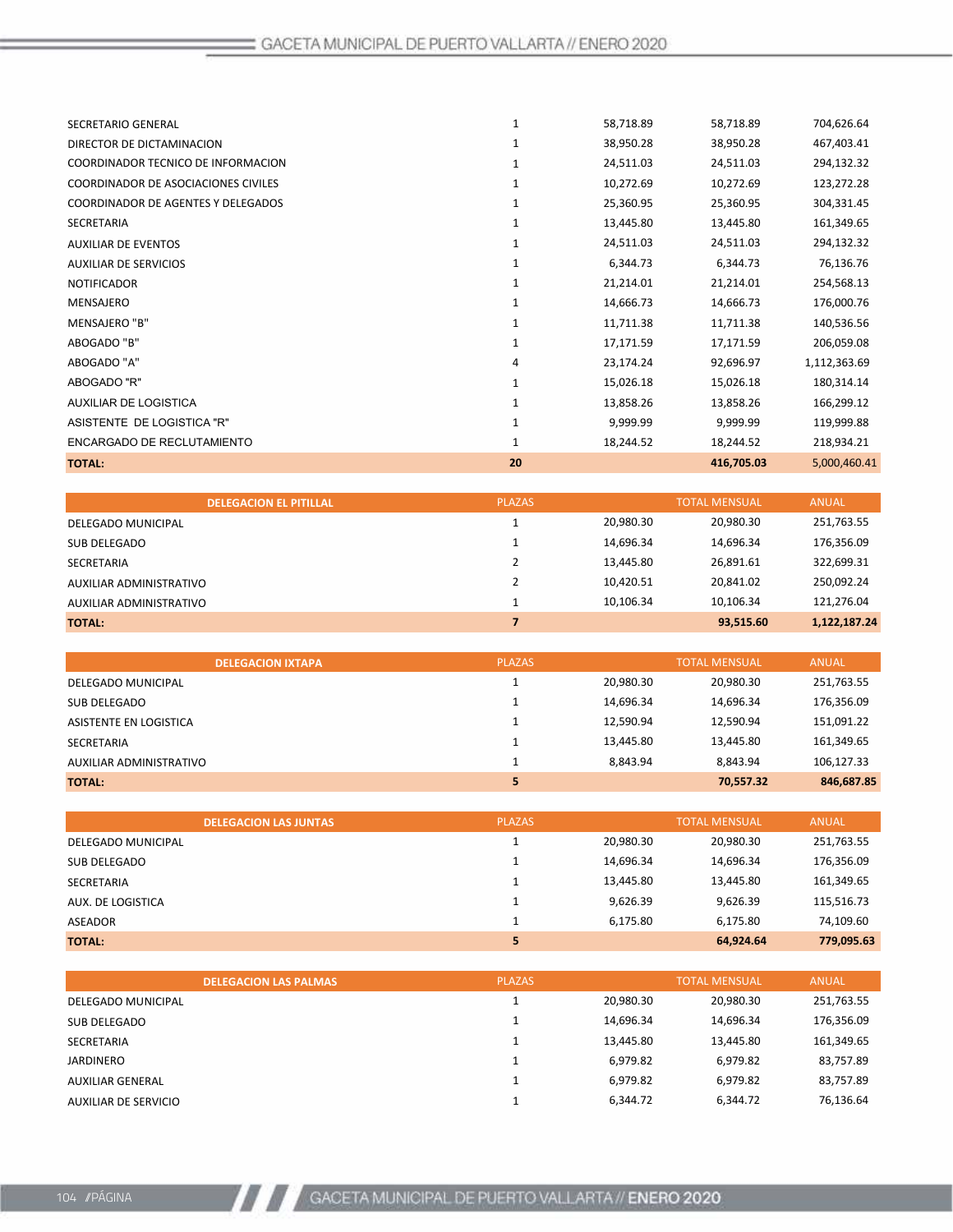| | | | | |
|---|---|---|---|---|
| SECRETARIO GENERAL | 1 | 58,718.89 | 58,718.89 | 704,626.64 |
| DIRECTOR DE DICTAMINACION | 1 | 38,950.28 | 38,950.28 | 467,403.41 |
| COORDINADOR TECNICO DE INFORMACION | 1 | 24,511.03 | 24,511.03 | 294,132.32 |
| COORDINADOR DE ASOCIACIONES CIVILES | 1 | 10,272.69 | 10,272.69 | 123,272.28 |
| COORDINADOR DE AGENTES Y DELEGADOS | 1 | 25,360.95 | 25,360.95 | 304,331.45 |
| SECRETARIA | 1 | 13,445.80 | 13,445.80 | 161,349.65 |
| AUXILIAR DE EVENTOS | 1 | 24,511.03 | 24,511.03 | 294,132.32 |
| AUXILIAR DE SERVICIOS | 1 | 6,344.73 | 6,344.73 | 76,136.76 |
| NOTIFICADOR | 1 | 21,214.01 | 21,214.01 | 254,568.13 |
| MENSAJERO | 1 | 14,666.73 | 14,666.73 | 176,000.76 |
| MENSAJERO "B" | 1 | 11,711.38 | 11,711.38 | 140,536.56 |
| ABOGADO "B" | 1 | 17,171.59 | 17,171.59 | 206,059.08 |
| ABOGADO "A" | 4 | 23,174.24 | 92,696.97 | 1,112,363.69 |
| ABOGADO "R" | 1 | 15,026.18 | 15,026.18 | 180,314.14 |
| AUXILIAR DE LOGISTICA | 1 | 13,858.26 | 13,858.26 | 166,299.12 |
| ASISTENTE DE LOGISTICA "R" | 1 | 9,999.99 | 9,999.99 | 119,999.88 |
| ENCARGADO DE RECLUTAMIENTO | 1 | 18,244.52 | 18,244.52 | 218,934.21 |
| **TOTAL:** | **20** | | **416,705.03** | 5,000,460.41 |

| DELEGACION EL PITILLAL | PLAZAS | | TOTAL MENSUAL | ANUAL |
|---|---|---|---|---|
| DELEGADO MUNICIPAL | 1 | 20,980.30 | 20,980.30 | 251,763.55 |
| SUB DELEGADO | 1 | 14,696.34 | 14,696.34 | 176,356.09 |
| SECRETARIA | 2 | 13,445.80 | 26,891.61 | 322,699.31 |
| AUXILIAR ADMINISTRATIVO | 2 | 10,420.51 | 20,841.02 | 250,092.24 |
| AUXILIAR ADMINISTRATIVO | 1 | 10,106.34 | 10,106.34 | 121,276.04 |
| **TOTAL:** | **7** | | **93,515.60** | **1,122,187.24** |

| DELEGACION IXTAPA | PLAZAS | | TOTAL MENSUAL | ANUAL |
|---|---|---|---|---|
| DELEGADO MUNICIPAL | 1 | 20,980.30 | 20,980.30 | 251,763.55 |
| SUB DELEGADO | 1 | 14,696.34 | 14,696.34 | 176,356.09 |
| ASISTENTE EN LOGISTICA | 1 | 12,590.94 | 12,590.94 | 151,091.22 |
| SECRETARIA | 1 | 13,445.80 | 13,445.80 | 161,349.65 |
| AUXILIAR ADMINISTRATIVO | 1 | 8,843.94 | 8,843.94 | 106,127.33 |
| **TOTAL:** | **5** | | **70,557.32** | **846,687.85** |

| DELEGACION LAS JUNTAS | PLAZAS | | TOTAL MENSUAL | ANUAL |
|---|---|---|---|---|
| DELEGADO MUNICIPAL | 1 | 20,980.30 | 20,980.30 | 251,763.55 |
| SUB DELEGADO | 1 | 14,696.34 | 14,696.34 | 176,356.09 |
| SECRETARIA | 1 | 13,445.80 | 13,445.80 | 161,349.65 |
| AUX. DE LOGISTICA | 1 | 9,626.39 | 9,626.39 | 115,516.73 |
| ASEADOR | 1 | 6,175.80 | 6,175.80 | 74,109.60 |
| **TOTAL:** | **5** | | **64,924.64** | **779,095.63** |

| DELEGACION LAS PALMAS | PLAZAS | | TOTAL MENSUAL | ANUAL |
|---|---|---|---|---|
| DELEGADO MUNICIPAL | 1 | 20,980.30 | 20,980.30 | 251,763.55 |
| SUB DELEGADO | 1 | 14,696.34 | 14,696.34 | 176,356.09 |
| SECRETARIA | 1 | 13,445.80 | 13,445.80 | 161,349.65 |
| JARDINERO | 1 | 6,979.82 | 6,979.82 | 83,757.89 |
| AUXILIAR GENERAL | 1 | 6,979.82 | 6,979.82 | 83,757.89 |
| AUXILIAR DE SERVICIO | 1 | 6,344.72 | 6,344.72 | 76,136.64 |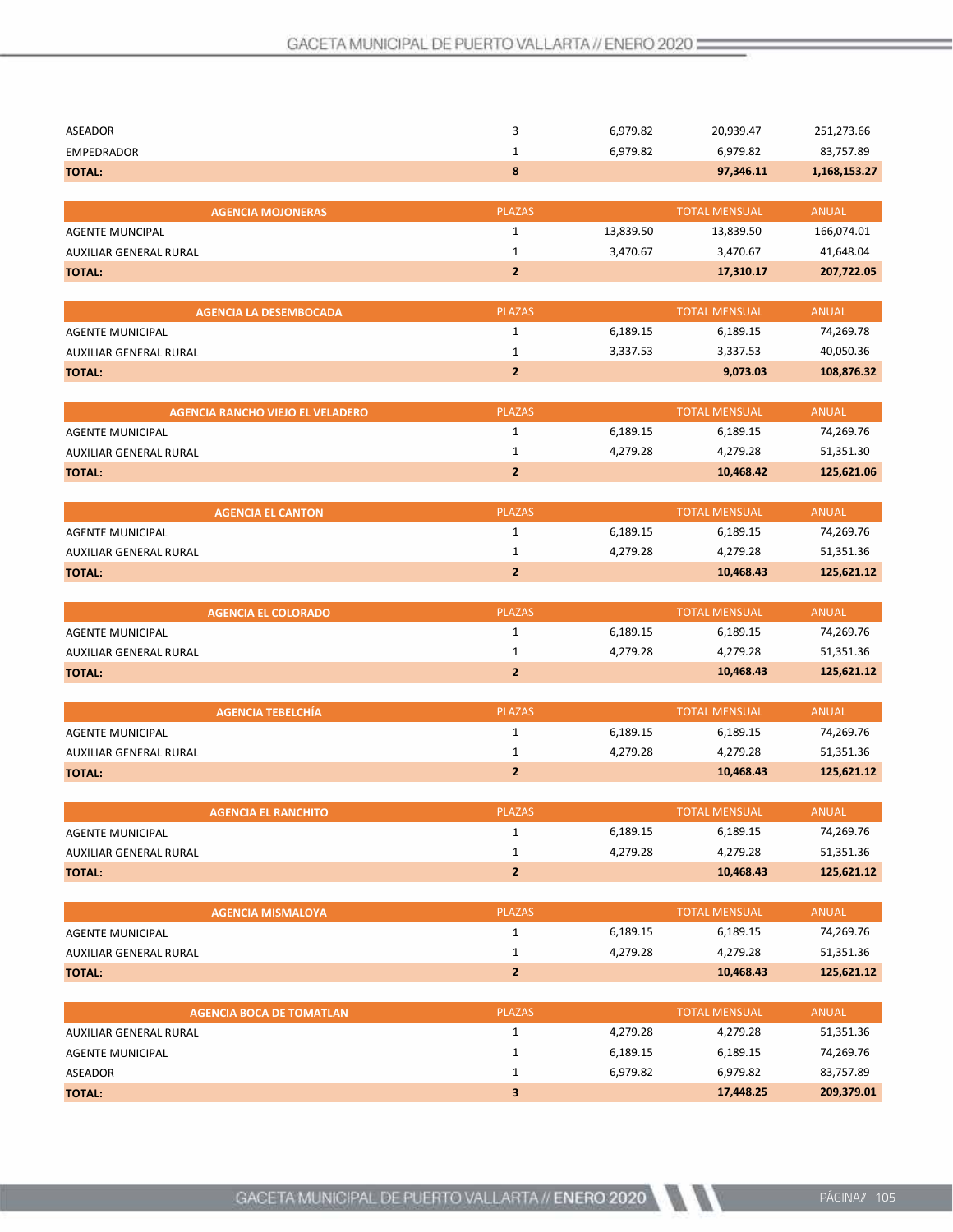| | | | | |
|---|---|---|---|---|
| ASEADOR | 3 | 6,979.82 | 20,939.47 | 251,273.66 |
| EMPEDRADOR | 1 | 6,979.82 | 6,979.82 | 83,757.89 |
| **TOTAL:** | **8** | | **97,346.11** | **1,168,153.27** |

| AGENCIA MOJONERAS | PLAZAS | | TOTAL MENSUAL | ANUAL |
|---|---|---|---|---|
| AGENTE MUNCIPAL | 1 | 13,839.50 | 13,839.50 | 166,074.01 |
| AUXILIAR GENERAL RURAL | 1 | 3,470.67 | 3,470.67 | 41,648.04 |
| **TOTAL:** | **2** | | **17,310.17** | **207,722.05** |

| AGENCIA LA DESEMBOCADA | PLAZAS | | TOTAL MENSUAL | ANUAL |
|---|---|---|---|---|
| AGENTE MUNICIPAL | 1 | 6,189.15 | 6,189.15 | 74,269.78 |
| AUXILIAR GENERAL RURAL | 1 | 3,337.53 | 3,337.53 | 40,050.36 |
| **TOTAL:** | **2** | | **9,073.03** | **108,876.32** |

| AGENCIA RANCHO VIEJO EL VELADERO | PLAZAS | | TOTAL MENSUAL | ANUAL |
|---|---|---|---|---|
| AGENTE MUNICIPAL | 1 | 6,189.15 | 6,189.15 | 74,269.76 |
| AUXILIAR GENERAL RURAL | 1 | 4,279.28 | 4,279.28 | 51,351.30 |
| **TOTAL:** | **2** | | **10,468.42** | **125,621.06** |

| AGENCIA EL CANTON | PLAZAS | | TOTAL MENSUAL | ANUAL |
|---|---|---|---|---|
| AGENTE MUNICIPAL | 1 | 6,189.15 | 6,189.15 | 74,269.76 |
| AUXILIAR GENERAL RURAL | 1 | 4,279.28 | 4,279.28 | 51,351.36 |
| **TOTAL:** | **2** | | **10,468.43** | **125,621.12** |

| AGENCIA EL COLORADO | PLAZAS | | TOTAL MENSUAL | ANUAL |
|---|---|---|---|---|
| AGENTE MUNICIPAL | 1 | 6,189.15 | 6,189.15 | 74,269.76 |
| AUXILIAR GENERAL RURAL | 1 | 4,279.28 | 4,279.28 | 51,351.36 |
| **TOTAL:** | **2** | | **10,468.43** | **125,621.12** |

| AGENCIA TEBELCHÍA | PLAZAS | | TOTAL MENSUAL | ANUAL |
|---|---|---|---|---|
| AGENTE MUNICIPAL | 1 | 6,189.15 | 6,189.15 | 74,269.76 |
| AUXILIAR GENERAL RURAL | 1 | 4,279.28 | 4,279.28 | 51,351.36 |
| **TOTAL:** | **2** | | **10,468.43** | **125,621.12** |

| AGENCIA EL RANCHITO | PLAZAS | | TOTAL MENSUAL | ANUAL |
|---|---|---|---|---|
| AGENTE MUNICIPAL | 1 | 6,189.15 | 6,189.15 | 74,269.76 |
| AUXILIAR GENERAL RURAL | 1 | 4,279.28 | 4,279.28 | 51,351.36 |
| **TOTAL:** | **2** | | **10,468.43** | **125,621.12** |

| AGENCIA MISMALOYA | PLAZAS | | TOTAL MENSUAL | ANUAL |
|---|---|---|---|---|
| AGENTE MUNICIPAL | 1 | 6,189.15 | 6,189.15 | 74,269.76 |
| AUXILIAR GENERAL RURAL | 1 | 4,279.28 | 4,279.28 | 51,351.36 |
| **TOTAL:** | **2** | | **10,468.43** | **125,621.12** |

| AGENCIA BOCA DE TOMATLAN | PLAZAS | | TOTAL MENSUAL | ANUAL |
|---|---|---|---|---|
| AUXILIAR GENERAL RURAL | 1 | 4,279.28 | 4,279.28 | 51,351.36 |
| AGENTE MUNICIPAL | 1 | 6,189.15 | 6,189.15 | 74,269.76 |
| ASEADOR | 1 | 6,979.82 | 6,979.82 | 83,757.89 |
| **TOTAL:** | **3** | | **17,448.25** | **209,379.01** |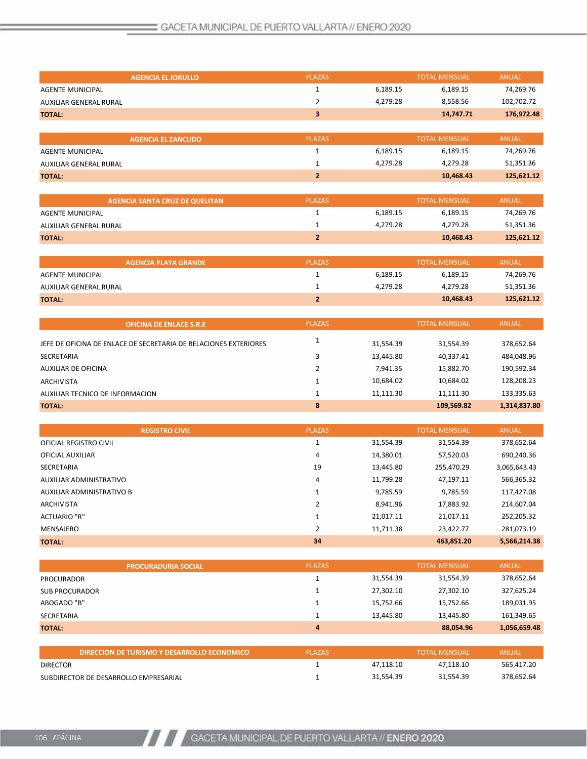| AGENCIA EL JORULLO | PLAZAS | | TOTAL MENSUAL | ANUAL |
|---|---|---|---|---|
| AGENTE MUNICIPAL | 1 | 6,189.15 | 6,189.15 | 74,269.76 |
| AUXILIAR GENERAL RURAL | 2 | 4,279.28 | 8,558.56 | 102,702.72 |
| **TOTAL:** | **3** | | **14,747.71** | **176,972.48** |

| AGENCIA EL ZANCUDO | PLAZAS | | TOTAL MENSUAL | ANUAL |
|---|---|---|---|---|
| AGENTE MUNICIPAL | 1 | 6,189.15 | 6,189.15 | 74,269.76 |
| AUXILIAR GENERAL RURAL | 1 | 4,279.28 | 4,279.28 | 51,351.36 |
| **TOTAL:** | **2** | | **10,468.43** | **125,621.12** |

| AGENCIA SANTA CRUZ DE QUELITAN | PLAZAS | | TOTAL MENSUAL | ANUAL |
|---|---|---|---|---|
| AGENTE MUNICIPAL | 1 | 6,189.15 | 6,189.15 | 74,269.76 |
| AUXILIAR GENERAL RURAL | 1 | 4,279.28 | 4,279.28 | 51,351.36 |
| **TOTAL:** | **2** | | **10,468.43** | **125,621.12** |

| AGENCIA PLAYA GRANDE | PLAZAS | | TOTAL MENSUAL | ANUAL |
|---|---|---|---|---|
| AGENTE MUNICIPAL | 1 | 6,189.15 | 6,189.15 | 74,269.76 |
| AUXILIAR GENERAL RURAL | 1 | 4,279.28 | 4,279.28 | 51,351.36 |
| **TOTAL:** | **2** | | **10,468.43** | **125,621.12** |

| OFICINA DE ENLACE S.R.E | PLAZAS | | TOTAL MENSUAL | ANUAL |
|---|---|---|---|---|
| JEFE DE OFICINA DE ENLACE DE SECRETARIA DE RELACIONES EXTERIORES | 1 | 31,554.39 | 31,554.39 | 378,652.64 |
| SECRETARIA | 3 | 13,445.80 | 40,337.41 | 484,048.96 |
| AUXILIAR DE OFICINA | 2 | 7,941.35 | 15,882.70 | 190,592.34 |
| ARCHIVISTA | 1 | 10,684.02 | 10,684.02 | 128,208.23 |
| AUXILIAR TECNICO DE INFORMACION | 1 | 11,111.30 | 11,111.30 | 133,335.63 |
| **TOTAL:** | **8** | | **109,569.82** | **1,314,837.80** |

| REGISTRO CIVIL | PLAZAS | | TOTAL MENSUAL | ANUAL |
|---|---|---|---|---|
| OFICIAL REGISTRO CIVIL | 1 | 31,554.39 | 31,554.39 | 378,652.64 |
| OFICIAL AUXILIAR | 4 | 14,380.01 | 57,520.03 | 690,240.36 |
| SECRETARIA | 19 | 13,445.80 | 255,470.29 | 3,065,643.43 |
| AUXILIAR ADMINISTRATIVO | 4 | 11,799.28 | 47,197.11 | 566,365.32 |
| AUXILIAR ADMINISTRATIVO B | 1 | 9,785.59 | 9,785.59 | 117,427.08 |
| ARCHIVISTA | 2 | 8,941.96 | 17,883.92 | 214,607.04 |
| ACTUARIO "R" | 1 | 21,017.11 | 21,017.11 | 252,205.32 |
| MENSAJERO | 2 | 11,711.38 | 23,422.77 | 281,073.19 |
| **TOTAL:** | **34** | | **463,851.20** | **5,566,214.38** |

| PROCURADURIA SOCIAL | PLAZAS | | TOTAL MENSUAL | ANUAL |
|---|---|---|---|---|
| PROCURADOR | 1 | 31,554.39 | 31,554.39 | 378,652.64 |
| SUB PROCURADOR | 1 | 27,302.10 | 27,302.10 | 327,625.24 |
| ABOGADO "B" | 1 | 15,752.66 | 15,752.66 | 189,031.95 |
| SECRETARIA | 1 | 13,445.80 | 13,445.80 | 161,349.65 |
| **TOTAL:** | **4** | | **88,054.96** | **1,056,659.48** |

| DIRECCION DE TURISMO Y DESARROLLO ECONOMICO | PLAZAS | | TOTAL MENSUAL | ANUAL |
|---|---|---|---|---|
| DIRECTOR | 1 | 47,118.10 | 47,118.10 | 565,417.20 |
| SUBDIRECTOR DE DESARROLLO EMPRESARIAL | 1 | 31,554.39 | 31,554.39 | 378,652.64 |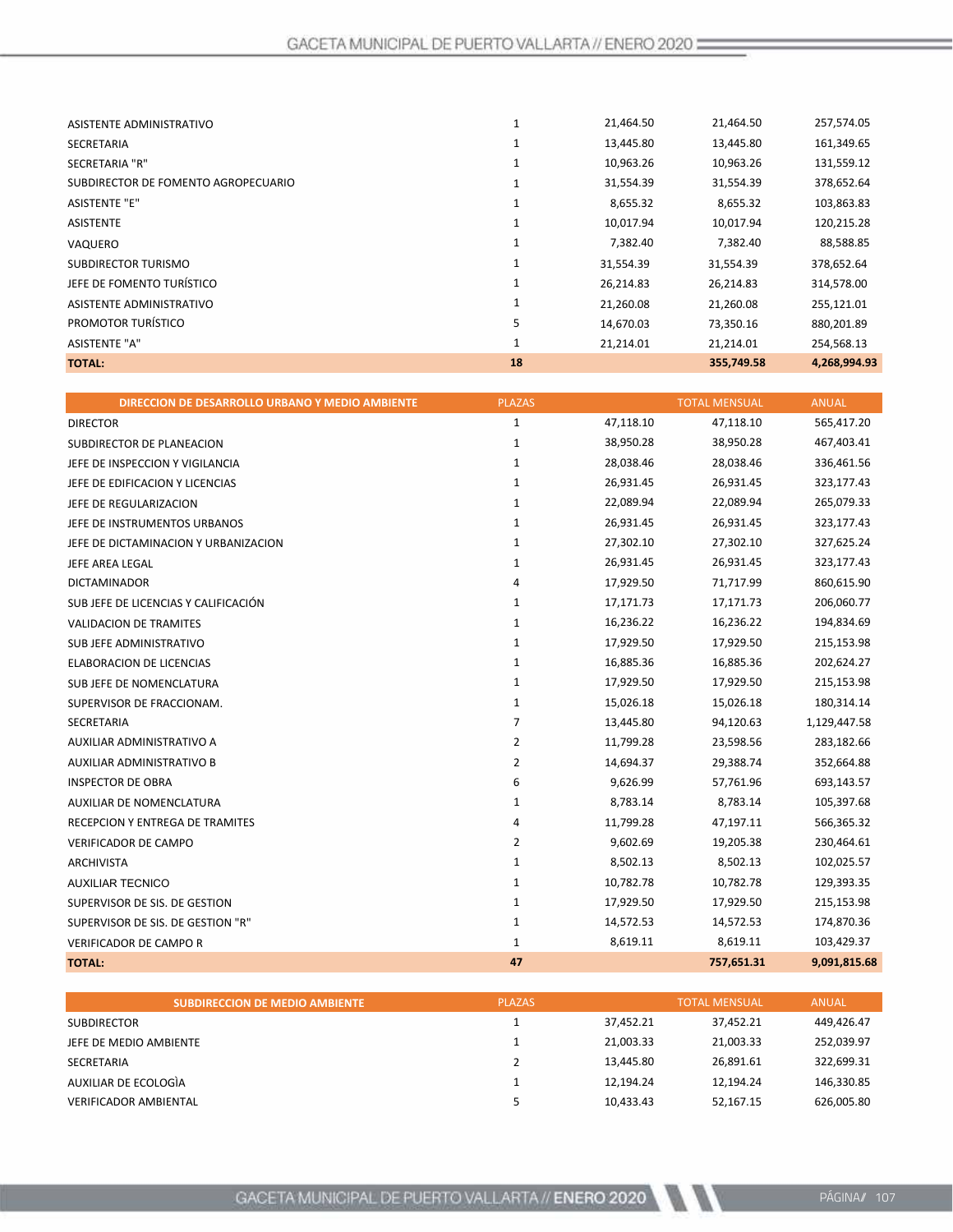| | | | | |
|---|---|---|---|---|
| ASISTENTE ADMINISTRATIVO | 1 | 21,464.50 | 21,464.50 | 257,574.05 |
| SECRETARIA | 1 | 13,445.80 | 13,445.80 | 161,349.65 |
| SECRETARIA "R" | 1 | 10,963.26 | 10,963.26 | 131,559.12 |
| SUBDIRECTOR DE FOMENTO AGROPECUARIO | 1 | 31,554.39 | 31,554.39 | 378,652.64 |
| ASISTENTE "E" | 1 | 8,655.32 | 8,655.32 | 103,863.83 |
| ASISTENTE | 1 | 10,017.94 | 10,017.94 | 120,215.28 |
| VAQUERO | 1 | 7,382.40 | 7,382.40 | 88,588.85 |
| SUBDIRECTOR TURISMO | 1 | 31,554.39 | 31,554.39 | 378,652.64 |
| JEFE DE FOMENTO TURÍSTICO | 1 | 26,214.83 | 26,214.83 | 314,578.00 |
| ASISTENTE ADMINISTRATIVO | 1 | 21,260.08 | 21,260.08 | 255,121.01 |
| PROMOTOR TURÍSTICO | 5 | 14,670.03 | 73,350.16 | 880,201.89 |
| ASISTENTE "A" | 1 | 21,214.01 | 21,214.01 | 254,568.13 |
| **TOTAL:** | **18** | | **355,749.58** | **4,268,994.93** |

| DIRECCION DE DESARROLLO URBANO Y MEDIO AMBIENTE | PLAZAS | | TOTAL MENSUAL | ANUAL |
|---|---|---|---|---|
| DIRECTOR | 1 | 47,118.10 | 47,118.10 | 565,417.20 |
| SUBDIRECTOR DE PLANEACION | 1 | 38,950.28 | 38,950.28 | 467,403.41 |
| JEFE DE INSPECCION Y VIGILANCIA | 1 | 28,038.46 | 28,038.46 | 336,461.56 |
| JEFE DE EDIFICACION Y LICENCIAS | 1 | 26,931.45 | 26,931.45 | 323,177.43 |
| JEFE DE REGULARIZACION | 1 | 22,089.94 | 22,089.94 | 265,079.33 |
| JEFE DE INSTRUMENTOS URBANOS | 1 | 26,931.45 | 26,931.45 | 323,177.43 |
| JEFE DE DICTAMINACION Y URBANIZACION | 1 | 27,302.10 | 27,302.10 | 327,625.24 |
| JEFE AREA LEGAL | 1 | 26,931.45 | 26,931.45 | 323,177.43 |
| DICTAMINADOR | 4 | 17,929.50 | 71,717.99 | 860,615.90 |
| SUB JEFE DE LICENCIAS Y CALIFICACIÓN | 1 | 17,171.73 | 17,171.73 | 206,060.77 |
| VALIDACION DE TRAMITES | 1 | 16,236.22 | 16,236.22 | 194,834.69 |
| SUB JEFE ADMINISTRATIVO | 1 | 17,929.50 | 17,929.50 | 215,153.98 |
| ELABORACION DE LICENCIAS | 1 | 16,885.36 | 16,885.36 | 202,624.27 |
| SUB JEFE DE NOMENCLATURA | 1 | 17,929.50 | 17,929.50 | 215,153.98 |
| SUPERVISOR DE FRACCIONAM. | 1 | 15,026.18 | 15,026.18 | 180,314.14 |
| SECRETARIA | 7 | 13,445.80 | 94,120.63 | 1,129,447.58 |
| AUXILIAR ADMINISTRATIVO A | 2 | 11,799.28 | 23,598.56 | 283,182.66 |
| AUXILIAR ADMINISTRATIVO B | 2 | 14,694.37 | 29,388.74 | 352,664.88 |
| INSPECTOR DE OBRA | 6 | 9,626.99 | 57,761.96 | 693,143.57 |
| AUXILIAR DE NOMENCLATURA | 1 | 8,783.14 | 8,783.14 | 105,397.68 |
| RECEPCION Y ENTREGA DE TRAMITES | 4 | 11,799.28 | 47,197.11 | 566,365.32 |
| VERIFICADOR DE CAMPO | 2 | 9,602.69 | 19,205.38 | 230,464.61 |
| ARCHIVISTA | 1 | 8,502.13 | 8,502.13 | 102,025.57 |
| AUXILIAR TECNICO | 1 | 10,782.78 | 10,782.78 | 129,393.35 |
| SUPERVISOR DE SIS. DE GESTION | 1 | 17,929.50 | 17,929.50 | 215,153.98 |
| SUPERVISOR DE SIS. DE GESTION "R" | 1 | 14,572.53 | 14,572.53 | 174,870.36 |
| VERIFICADOR DE CAMPO R | 1 | 8,619.11 | 8,619.11 | 103,429.37 |
| **TOTAL:** | **47** | | **757,651.31** | **9,091,815.68** |

| SUBDIRECCION DE MEDIO AMBIENTE | PLAZAS | | TOTAL MENSUAL | ANUAL |
|---|---|---|---|---|
| SUBDIRECTOR | 1 | 37,452.21 | 37,452.21 | 449,426.47 |
| JEFE DE MEDIO AMBIENTE | 1 | 21,003.33 | 21,003.33 | 252,039.97 |
| SECRETARIA | 2 | 13,445.80 | 26,891.61 | 322,699.31 |
| AUXILIAR DE ECOLOGÌA | 1 | 12,194.24 | 12,194.24 | 146,330.85 |
| VERIFICADOR AMBIENTAL | 5 | 10,433.43 | 52,167.15 | 626,005.80 |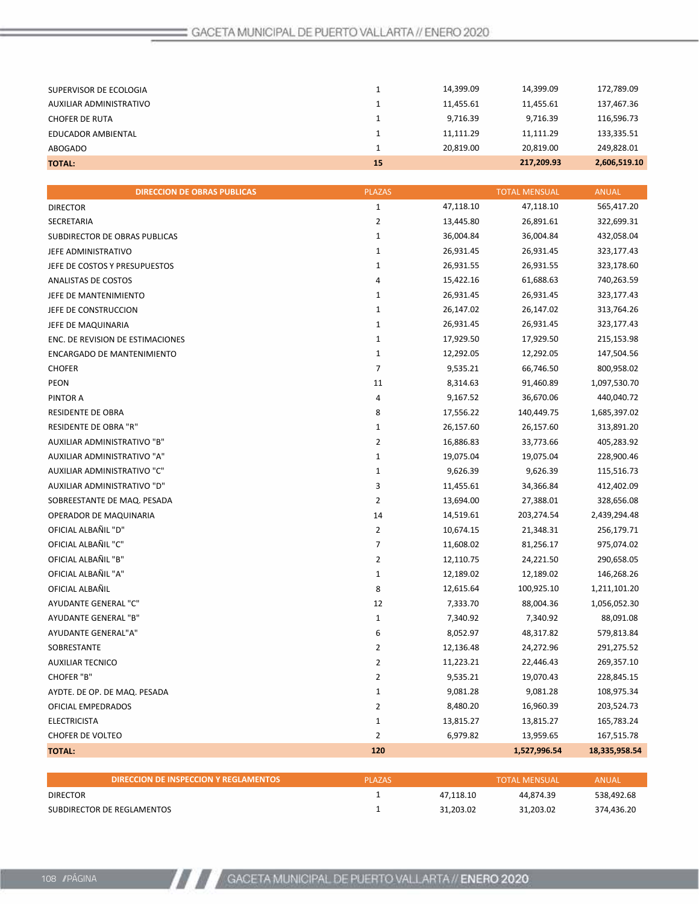| | | | | |
|---|---|---|---|---|
| SUPERVISOR DE ECOLOGIA | 1 | 14,399.09 | 14,399.09 | 172,789.09 |
| AUXILIAR ADMINISTRATIVO | 1 | 11,455.61 | 11,455.61 | 137,467.36 |
| CHOFER DE RUTA | 1 | 9,716.39 | 9,716.39 | 116,596.73 |
| EDUCADOR AMBIENTAL | 1 | 11,111.29 | 11,111.29 | 133,335.51 |
| ABOGADO | 1 | 20,819.00 | 20,819.00 | 249,828.01 |
| **TOTAL:** | **15** | | **217,209.93** | **2,606,519.10** |

| DIRECCION DE OBRAS PUBLICAS | PLAZAS | | TOTAL MENSUAL | ANUAL |
|---|---|---|---|---|
| DIRECTOR | 1 | 47,118.10 | 47,118.10 | 565,417.20 |
| SECRETARIA | 2 | 13,445.80 | 26,891.61 | 322,699.31 |
| SUBDIRECTOR DE OBRAS PUBLICAS | 1 | 36,004.84 | 36,004.84 | 432,058.04 |
| JEFE ADMINISTRATIVO | 1 | 26,931.45 | 26,931.45 | 323,177.43 |
| JEFE DE COSTOS Y PRESUPUESTOS | 1 | 26,931.55 | 26,931.55 | 323,178.60 |
| ANALISTAS DE COSTOS | 4 | 15,422.16 | 61,688.63 | 740,263.59 |
| JEFE DE MANTENIMIENTO | 1 | 26,931.45 | 26,931.45 | 323,177.43 |
| JEFE DE CONSTRUCCION | 1 | 26,147.02 | 26,147.02 | 313,764.26 |
| JEFE DE MAQUINARIA | 1 | 26,931.45 | 26,931.45 | 323,177.43 |
| ENC. DE REVISION DE ESTIMACIONES | 1 | 17,929.50 | 17,929.50 | 215,153.98 |
| ENCARGADO DE MANTENIMIENTO | 1 | 12,292.05 | 12,292.05 | 147,504.56 |
| CHOFER | 7 | 9,535.21 | 66,746.50 | 800,958.02 |
| PEON | 11 | 8,314.63 | 91,460.89 | 1,097,530.70 |
| PINTOR A | 4 | 9,167.52 | 36,670.06 | 440,040.72 |
| RESIDENTE DE OBRA | 8 | 17,556.22 | 140,449.75 | 1,685,397.02 |
| RESIDENTE DE OBRA "R" | 1 | 26,157.60 | 26,157.60 | 313,891.20 |
| AUXILIAR ADMINISTRATIVO "B" | 2 | 16,886.83 | 33,773.66 | 405,283.92 |
| AUXILIAR ADMINISTRATIVO "A" | 1 | 19,075.04 | 19,075.04 | 228,900.46 |
| AUXILIAR ADMINISTRATIVO "C" | 1 | 9,626.39 | 9,626.39 | 115,516.73 |
| AUXILIAR ADMINISTRATIVO "D" | 3 | 11,455.61 | 34,366.84 | 412,402.09 |
| SOBREESTANTE DE MAQ. PESADA | 2 | 13,694.00 | 27,388.01 | 328,656.08 |
| OPERADOR DE MAQUINARIA | 14 | 14,519.61 | 203,274.54 | 2,439,294.48 |
| OFICIAL ALBAÑIL "D" | 2 | 10,674.15 | 21,348.31 | 256,179.71 |
| OFICIAL ALBAÑIL "C" | 7 | 11,608.02 | 81,256.17 | 975,074.02 |
| OFICIAL ALBAÑIL "B" | 2 | 12,110.75 | 24,221.50 | 290,658.05 |
| OFICIAL ALBAÑIL "A" | 1 | 12,189.02 | 12,189.02 | 146,268.26 |
| OFICIAL ALBAÑIL | 8 | 12,615.64 | 100,925.10 | 1,211,101.20 |
| AYUDANTE GENERAL "C" | 12 | 7,333.70 | 88,004.36 | 1,056,052.30 |
| AYUDANTE GENERAL "B" | 1 | 7,340.92 | 7,340.92 | 88,091.08 |
| AYUDANTE GENERAL"A" | 6 | 8,052.97 | 48,317.82 | 579,813.84 |
| SOBRESTANTE | 2 | 12,136.48 | 24,272.96 | 291,275.52 |
| AUXILIAR TECNICO | 2 | 11,223.21 | 22,446.43 | 269,357.10 |
| CHOFER "B" | 2 | 9,535.21 | 19,070.43 | 228,845.15 |
| AYDTE. DE OP. DE MAQ. PESADA | 1 | 9,081.28 | 9,081.28 | 108,975.34 |
| OFICIAL EMPEDRADOS | 2 | 8,480.20 | 16,960.39 | 203,524.73 |
| ELECTRICISTA | 1 | 13,815.27 | 13,815.27 | 165,783.24 |
| CHOFER DE VOLTEO | 2 | 6,979.82 | 13,959.65 | 167,515.78 |
| **TOTAL:** | **120** | | **1,527,996.54** | **18,335,958.54** |

| DIRECCION DE INSPECCION Y REGLAMENTOS | PLAZAS | | TOTAL MENSUAL | ANUAL |
|---|---|---|---|---|
| DIRECTOR | 1 | 47,118.10 | 44,874.39 | 538,492.68 |
| SUBDIRECTOR DE REGLAMENTOS | 1 | 31,203.02 | 31,203.02 | 374,436.20 |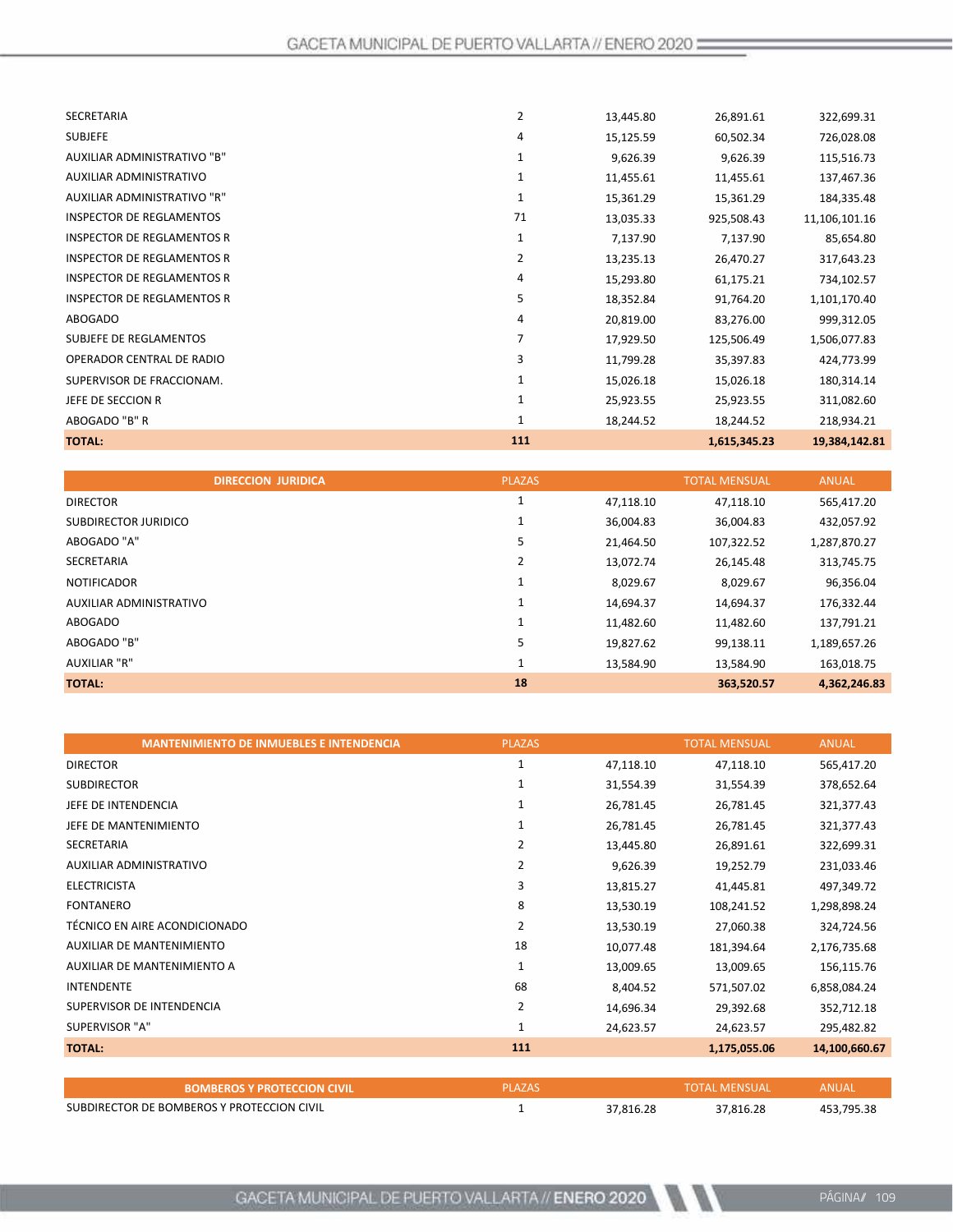| | | | | |
|---|---|---|---|---|
| SECRETARIA | 2 | 13,445.80 | 26,891.61 | 322,699.31 |
| SUBJEFE | 4 | 15,125.59 | 60,502.34 | 726,028.08 |
| AUXILIAR ADMINISTRATIVO "B" | 1 | 9,626.39 | 9,626.39 | 115,516.73 |
| AUXILIAR ADMINISTRATIVO | 1 | 11,455.61 | 11,455.61 | 137,467.36 |
| AUXILIAR ADMINISTRATIVO "R" | 1 | 15,361.29 | 15,361.29 | 184,335.48 |
| INSPECTOR DE REGLAMENTOS | 71 | 13,035.33 | 925,508.43 | 11,106,101.16 |
| INSPECTOR DE REGLAMENTOS R | 1 | 7,137.90 | 7,137.90 | 85,654.80 |
| INSPECTOR DE REGLAMENTOS R | 2 | 13,235.13 | 26,470.27 | 317,643.23 |
| INSPECTOR DE REGLAMENTOS R | 4 | 15,293.80 | 61,175.21 | 734,102.57 |
| INSPECTOR DE REGLAMENTOS R | 5 | 18,352.84 | 91,764.20 | 1,101,170.40 |
| ABOGADO | 4 | 20,819.00 | 83,276.00 | 999,312.05 |
| SUBJEFE DE REGLAMENTOS | 7 | 17,929.50 | 125,506.49 | 1,506,077.83 |
| OPERADOR CENTRAL DE RADIO | 3 | 11,799.28 | 35,397.83 | 424,773.99 |
| SUPERVISOR DE FRACCIONAM. | 1 | 15,026.18 | 15,026.18 | 180,314.14 |
| JEFE DE SECCION R | 1 | 25,923.55 | 25,923.55 | 311,082.60 |
| ABOGADO "B" R | 1 | 18,244.52 | 18,244.52 | 218,934.21 |
| **TOTAL:** | **111** | | **1,615,345.23** | **19,384,142.81** |

| DIRECCION JURIDICA | PLAZAS | | TOTAL MENSUAL | ANUAL |
|---|---|---|---|---|
| DIRECTOR | 1 | 47,118.10 | 47,118.10 | 565,417.20 |
| SUBDIRECTOR JURIDICO | 1 | 36,004.83 | 36,004.83 | 432,057.92 |
| ABOGADO "A" | 5 | 21,464.50 | 107,322.52 | 1,287,870.27 |
| SECRETARIA | 2 | 13,072.74 | 26,145.48 | 313,745.75 |
| NOTIFICADOR | 1 | 8,029.67 | 8,029.67 | 96,356.04 |
| AUXILIAR ADMINISTRATIVO | 1 | 14,694.37 | 14,694.37 | 176,332.44 |
| ABOGADO | 1 | 11,482.60 | 11,482.60 | 137,791.21 |
| ABOGADO "B" | 5 | 19,827.62 | 99,138.11 | 1,189,657.26 |
| AUXILIAR "R" | 1 | 13,584.90 | 13,584.90 | 163,018.75 |
| **TOTAL:** | **18** | | **363,520.57** | **4,362,246.83** |

| MANTENIMIENTO DE INMUEBLES E INTENDENCIA | PLAZAS | | TOTAL MENSUAL | ANUAL |
|---|---|---|---|---|
| DIRECTOR | 1 | 47,118.10 | 47,118.10 | 565,417.20 |
| SUBDIRECTOR | 1 | 31,554.39 | 31,554.39 | 378,652.64 |
| JEFE DE INTENDENCIA | 1 | 26,781.45 | 26,781.45 | 321,377.43 |
| JEFE DE MANTENIMIENTO | 1 | 26,781.45 | 26,781.45 | 321,377.43 |
| SECRETARIA | 2 | 13,445.80 | 26,891.61 | 322,699.31 |
| AUXILIAR ADMINISTRATIVO | 2 | 9,626.39 | 19,252.79 | 231,033.46 |
| ELECTRICISTA | 3 | 13,815.27 | 41,445.81 | 497,349.72 |
| FONTANERO | 8 | 13,530.19 | 108,241.52 | 1,298,898.24 |
| TÉCNICO EN AIRE ACONDICIONADO | 2 | 13,530.19 | 27,060.38 | 324,724.56 |
| AUXILIAR DE MANTENIMIENTO | 18 | 10,077.48 | 181,394.64 | 2,176,735.68 |
| AUXILIAR DE MANTENIMIENTO A | 1 | 13,009.65 | 13,009.65 | 156,115.76 |
| INTENDENTE | 68 | 8,404.52 | 571,507.02 | 6,858,084.24 |
| SUPERVISOR DE INTENDENCIA | 2 | 14,696.34 | 29,392.68 | 352,712.18 |
| SUPERVISOR "A" | 1 | 24,623.57 | 24,623.57 | 295,482.82 |
| **TOTAL:** | **111** | | **1,175,055.06** | **14,100,660.67** |

| BOMBEROS Y PROTECCION CIVIL | PLAZAS | | TOTAL MENSUAL | ANUAL |
|---|---|---|---|---|
| SUBDIRECTOR DE BOMBEROS Y PROTECCION CIVIL | 1 | 37,816.28 | 37,816.28 | 453,795.38 |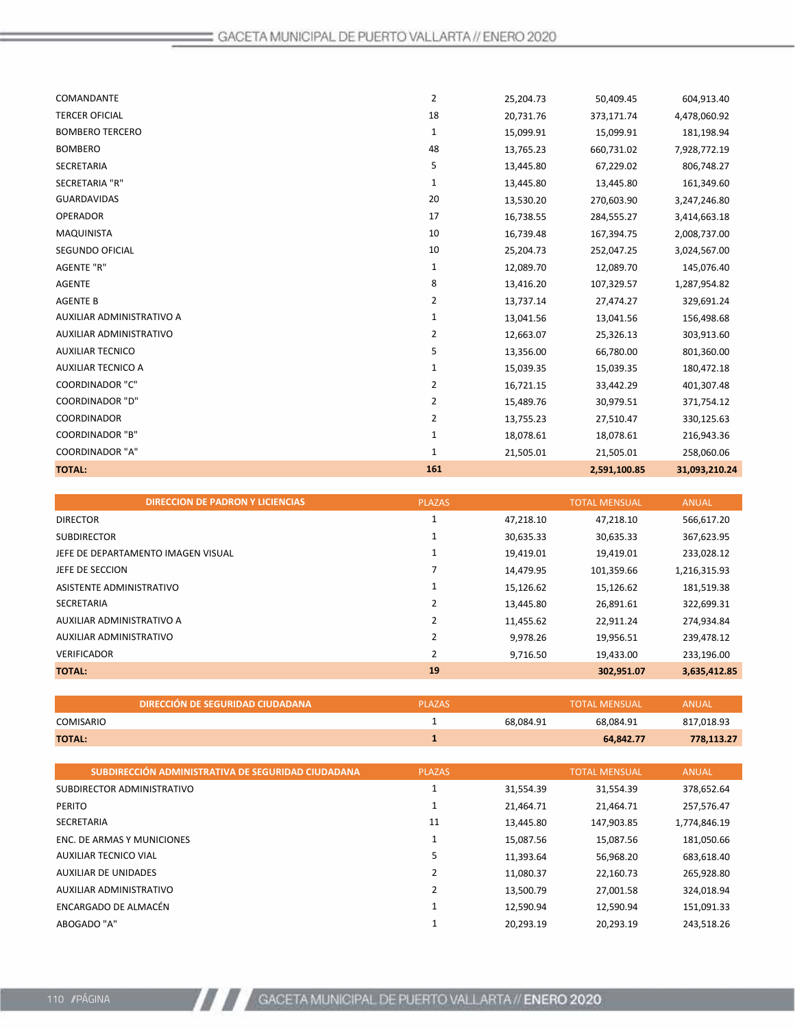| | | | | |
|---|---|---|---|---|
| COMANDANTE | 2 | 25,204.73 | 50,409.45 | 604,913.40 |
| TERCER OFICIAL | 18 | 20,731.76 | 373,171.74 | 4,478,060.92 |
| BOMBERO TERCERO | 1 | 15,099.91 | 15,099.91 | 181,198.94 |
| BOMBERO | 48 | 13,765.23 | 660,731.02 | 7,928,772.19 |
| SECRETARIA | 5 | 13,445.80 | 67,229.02 | 806,748.27 |
| SECRETARIA "R" | 1 | 13,445.80 | 13,445.80 | 161,349.60 |
| GUARDAVIDAS | 20 | 13,530.20 | 270,603.90 | 3,247,246.80 |
| OPERADOR | 17 | 16,738.55 | 284,555.27 | 3,414,663.18 |
| MAQUINISTA | 10 | 16,739.48 | 167,394.75 | 2,008,737.00 |
| SEGUNDO OFICIAL | 10 | 25,204.73 | 252,047.25 | 3,024,567.00 |
| AGENTE "R" | 1 | 12,089.70 | 12,089.70 | 145,076.40 |
| AGENTE | 8 | 13,416.20 | 107,329.57 | 1,287,954.82 |
| AGENTE B | 2 | 13,737.14 | 27,474.27 | 329,691.24 |
| AUXILIAR ADMINISTRATIVO A | 1 | 13,041.56 | 13,041.56 | 156,498.68 |
| AUXILIAR ADMINISTRATIVO | 2 | 12,663.07 | 25,326.13 | 303,913.60 |
| AUXILIAR TECNICO | 5 | 13,356.00 | 66,780.00 | 801,360.00 |
| AUXILIAR TECNICO A | 1 | 15,039.35 | 15,039.35 | 180,472.18 |
| COORDINADOR "C" | 2 | 16,721.15 | 33,442.29 | 401,307.48 |
| COORDINADOR "D" | 2 | 15,489.76 | 30,979.51 | 371,754.12 |
| COORDINADOR | 2 | 13,755.23 | 27,510.47 | 330,125.63 |
| COORDINADOR "B" | 1 | 18,078.61 | 18,078.61 | 216,943.36 |
| COORDINADOR "A" | 1 | 21,505.01 | 21,505.01 | 258,060.06 |
| **TOTAL:** | **161** | | **2,591,100.85** | **31,093,210.24** |

| DIRECCION DE PADRON Y LICIENCIAS | PLAZAS | | TOTAL MENSUAL | ANUAL |
|---|---|---|---|---|
| DIRECTOR | 1 | 47,218.10 | 47,218.10 | 566,617.20 |
| SUBDIRECTOR | 1 | 30,635.33 | 30,635.33 | 367,623.95 |
| JEFE DE DEPARTAMENTO IMAGEN VISUAL | 1 | 19,419.01 | 19,419.01 | 233,028.12 |
| JEFE DE SECCION | 7 | 14,479.95 | 101,359.66 | 1,216,315.93 |
| ASISTENTE ADMINISTRATIVO | 1 | 15,126.62 | 15,126.62 | 181,519.38 |
| SECRETARIA | 2 | 13,445.80 | 26,891.61 | 322,699.31 |
| AUXILIAR ADMINISTRATIVO A | 2 | 11,455.62 | 22,911.24 | 274,934.84 |
| AUXILIAR ADMINISTRATIVO | 2 | 9,978.26 | 19,956.51 | 239,478.12 |
| VERIFICADOR | 2 | 9,716.50 | 19,433.00 | 233,196.00 |
| **TOTAL:** | **19** | | **302,951.07** | **3,635,412.85** |

| DIRECCIÓN DE SEGURIDAD CIUDADANA | PLAZAS | | TOTAL MENSUAL | ANUAL |
|---|---|---|---|---|
| COMISARIO | 1 | 68,084.91 | 68,084.91 | 817,018.93 |
| **TOTAL:** | **1** | | **64,842.77** | **778,113.27** |

| SUBDIRECCIÓN ADMINISTRATIVA DE SEGURIDAD CIUDADANA | PLAZAS | | TOTAL MENSUAL | ANUAL |
|---|---|---|---|---|
| SUBDIRECTOR ADMINISTRATIVO | 1 | 31,554.39 | 31,554.39 | 378,652.64 |
| PERITO | 1 | 21,464.71 | 21,464.71 | 257,576.47 |
| SECRETARIA | 11 | 13,445.80 | 147,903.85 | 1,774,846.19 |
| ENC. DE ARMAS Y MUNICIONES | 1 | 15,087.56 | 15,087.56 | 181,050.66 |
| AUXILIAR TECNICO VIAL | 5 | 11,393.64 | 56,968.20 | 683,618.40 |
| AUXILIAR DE UNIDADES | 2 | 11,080.37 | 22,160.73 | 265,928.80 |
| AUXILIAR ADMINISTRATIVO | 2 | 13,500.79 | 27,001.58 | 324,018.94 |
| ENCARGADO DE ALMACÉN | 1 | 12,590.94 | 12,590.94 | 151,091.33 |
| ABOGADO "A" | 1 | 20,293.19 | 20,293.19 | 243,518.26 |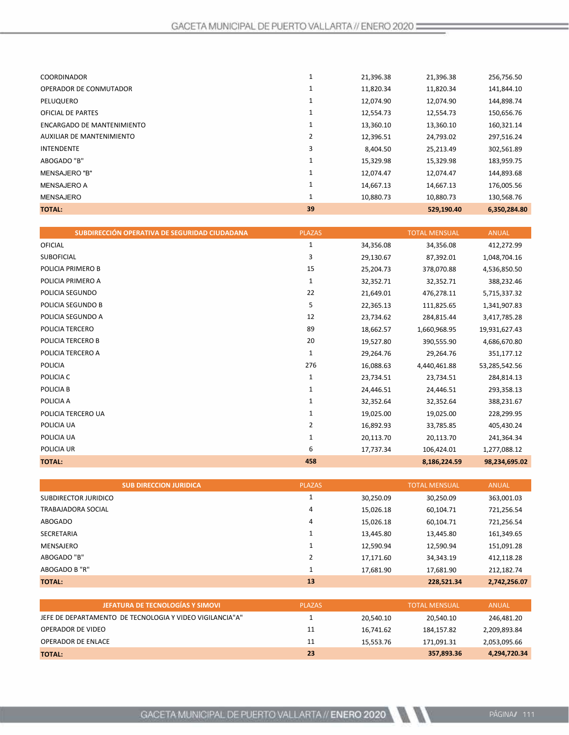| | | | | |
|---|---|---|---|---|
| COORDINADOR | 1 | 21,396.38 | 21,396.38 | 256,756.50 |
| OPERADOR DE CONMUTADOR | 1 | 11,820.34 | 11,820.34 | 141,844.10 |
| PELUQUERO | 1 | 12,074.90 | 12,074.90 | 144,898.74 |
| OFICIAL DE PARTES | 1 | 12,554.73 | 12,554.73 | 150,656.76 |
| ENCARGADO DE MANTENIMIENTO | 1 | 13,360.10 | 13,360.10 | 160,321.14 |
| AUXILIAR DE MANTENIMIENTO | 2 | 12,396.51 | 24,793.02 | 297,516.24 |
| INTENDENTE | 3 | 8,404.50 | 25,213.49 | 302,561.89 |
| ABOGADO "B" | 1 | 15,329.98 | 15,329.98 | 183,959.75 |
| MENSAJERO "B" | 1 | 12,074.47 | 12,074.47 | 144,893.68 |
| MENSAJERO A | 1 | 14,667.13 | 14,667.13 | 176,005.56 |
| MENSAJERO | 1 | 10,880.73 | 10,880.73 | 130,568.76 |
| **TOTAL:** | **39** | | **529,190.40** | **6,350,284.80** |

| SUBDIRECCIÓN OPERATIVA DE SEGURIDAD CIUDADANA | PLAZAS | | TOTAL MENSUAL | ANUAL |
|---|---|---|---|---|
| OFICIAL | 1 | 34,356.08 | 34,356.08 | 412,272.99 |
| SUBOFICIAL | 3 | 29,130.67 | 87,392.01 | 1,048,704.16 |
| POLICIA PRIMERO B | 15 | 25,204.73 | 378,070.88 | 4,536,850.50 |
| POLICIA PRIMERO A | 1 | 32,352.71 | 32,352.71 | 388,232.46 |
| POLICIA SEGUNDO | 22 | 21,649.01 | 476,278.11 | 5,715,337.32 |
| POLICIA SEGUNDO B | 5 | 22,365.13 | 111,825.65 | 1,341,907.83 |
| POLICIA SEGUNDO A | 12 | 23,734.62 | 284,815.44 | 3,417,785.28 |
| POLICIA TERCERO | 89 | 18,662.57 | 1,660,968.95 | 19,931,627.43 |
| POLICIA TERCERO B | 20 | 19,527.80 | 390,555.90 | 4,686,670.80 |
| POLICIA TERCERO A | 1 | 29,264.76 | 29,264.76 | 351,177.12 |
| POLICIA | 276 | 16,088.63 | 4,440,461.88 | 53,285,542.56 |
| POLICIA C | 1 | 23,734.51 | 23,734.51 | 284,814.13 |
| POLICIA B | 1 | 24,446.51 | 24,446.51 | 293,358.13 |
| POLICIA A | 1 | 32,352.64 | 32,352.64 | 388,231.67 |
| POLICIA TERCERO UA | 1 | 19,025.00 | 19,025.00 | 228,299.95 |
| POLICIA UA | 2 | 16,892.93 | 33,785.85 | 405,430.24 |
| POLICIA UA | 1 | 20,113.70 | 20,113.70 | 241,364.34 |
| POLICIA UR | 6 | 17,737.34 | 106,424.01 | 1,277,088.12 |
| **TOTAL:** | **458** | | **8,186,224.59** | **98,234,695.02** |

| SUB DIRECCION JURIDICA | PLAZAS | | TOTAL MENSUAL | ANUAL |
|---|---|---|---|---|
| SUBDIRECTOR JURIDICO | 1 | 30,250.09 | 30,250.09 | 363,001.03 |
| TRABAJADORA SOCIAL | 4 | 15,026.18 | 60,104.71 | 721,256.54 |
| ABOGADO | 4 | 15,026.18 | 60,104.71 | 721,256.54 |
| SECRETARIA | 1 | 13,445.80 | 13,445.80 | 161,349.65 |
| MENSAJERO | 1 | 12,590.94 | 12,590.94 | 151,091.28 |
| ABOGADO "B" | 2 | 17,171.60 | 34,343.19 | 412,118.28 |
| ABOGADO B "R" | 1 | 17,681.90 | 17,681.90 | 212,182.74 |
| **TOTAL:** | **13** | | **228,521.34** | **2,742,256.07** |

| JEFATURA DE TECNOLOGÍAS Y SIMOVI | PLAZAS | | TOTAL MENSUAL | ANUAL |
|---|---|---|---|---|
| JEFE DE DEPARTAMENTO DE TECNOLOGIA Y VIDEO VIGILANCIA"A" | 1 | 20,540.10 | 20,540.10 | 246,481.20 |
| OPERADOR DE VIDEO | 11 | 16,741.62 | 184,157.82 | 2,209,893.84 |
| OPERADOR DE ENLACE | 11 | 15,553.76 | 171,091.31 | 2,053,095.66 |
| **TOTAL:** | **23** | | **357,893.36** | **4,294,720.34** |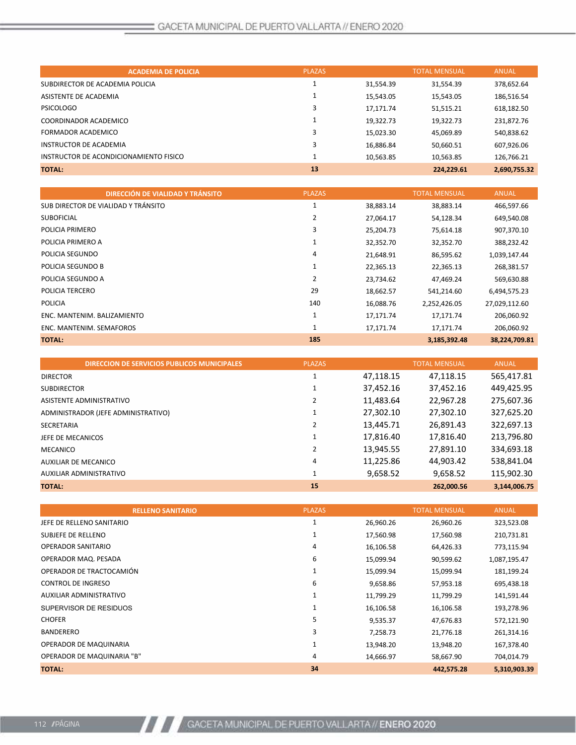| ACADEMIA DE POLICIA | PLAZAS | | TOTAL MENSUAL | ANUAL |
|---|---|---|---|---|
| SUBDIRECTOR DE ACADEMIA POLICIA | 1 | 31,554.39 | 31,554.39 | 378,652.64 |
| ASISTENTE DE ACADEMIA | 1 | 15,543.05 | 15,543.05 | 186,516.54 |
| PSICOLOGO | 3 | 17,171.74 | 51,515.21 | 618,182.50 |
| COORDINADOR ACADEMICO | 1 | 19,322.73 | 19,322.73 | 231,872.76 |
| FORMADOR ACADEMICO | 3 | 15,023.30 | 45,069.89 | 540,838.62 |
| INSTRUCTOR DE ACADEMIA | 3 | 16,886.84 | 50,660.51 | 607,926.06 |
| INSTRUCTOR DE ACONDICIONAMIENTO FISICO | 1 | 10,563.85 | 10,563.85 | 126,766.21 |
| **TOTAL:** | **13** | | **224,229.61** | **2,690,755.32** |

| DIRECCIÓN DE VIALIDAD Y TRÁNSITO | PLAZAS | | TOTAL MENSUAL | ANUAL |
|---|---|---|---|---|
| SUB DIRECTOR DE VIALIDAD Y TRÁNSITO | 1 | 38,883.14 | 38,883.14 | 466,597.66 |
| SUBOFICIAL | 2 | 27,064.17 | 54,128.34 | 649,540.08 |
| POLICIA PRIMERO | 3 | 25,204.73 | 75,614.18 | 907,370.10 |
| POLICIA PRIMERO A | 1 | 32,352.70 | 32,352.70 | 388,232.42 |
| POLICIA SEGUNDO | 4 | 21,648.91 | 86,595.62 | 1,039,147.44 |
| POLICIA SEGUNDO B | 1 | 22,365.13 | 22,365.13 | 268,381.57 |
| POLICIA SEGUNDO A | 2 | 23,734.62 | 47,469.24 | 569,630.88 |
| POLICIA TERCERO | 29 | 18,662.57 | 541,214.60 | 6,494,575.23 |
| POLICIA | 140 | 16,088.76 | 2,252,426.05 | 27,029,112.60 |
| ENC. MANTENIM. BALIZAMIENTO | 1 | 17,171.74 | 17,171.74 | 206,060.92 |
| ENC. MANTENIM. SEMAFOROS | 1 | 17,171.74 | 17,171.74 | 206,060.92 |
| **TOTAL:** | **185** | | **3,185,392.48** | **38,224,709.81** |

| DIRECCION DE SERVICIOS PUBLICOS MUNICIPALES | PLAZAS | | TOTAL MENSUAL | ANUAL |
|---|---|---|---|---|
| DIRECTOR | 1 | 47,118.15 | 47,118.15 | 565,417.81 |
| SUBDIRECTOR | 1 | 37,452.16 | 37,452.16 | 449,425.95 |
| ASISTENTE ADMINISTRATIVO | 2 | 11,483.64 | 22,967.28 | 275,607.36 |
| ADMINISTRADOR (JEFE ADMINISTRATIVO) | 1 | 27,302.10 | 27,302.10 | 327,625.20 |
| SECRETARIA | 2 | 13,445.71 | 26,891.43 | 322,697.13 |
| JEFE DE MECANICOS | 1 | 17,816.40 | 17,816.40 | 213,796.80 |
| MECANICO | 2 | 13,945.55 | 27,891.10 | 334,693.18 |
| AUXILIAR DE MECANICO | 4 | 11,225.86 | 44,903.42 | 538,841.04 |
| AUXILIAR ADMINISTRATIVO | 1 | 9,658.52 | 9,658.52 | 115,902.30 |
| **TOTAL:** | **15** | | **262,000.56** | **3,144,006.75** |

| RELLENO SANITARIO | PLAZAS | | TOTAL MENSUAL | ANUAL |
|---|---|---|---|---|
| JEFE DE RELLENO SANITARIO | 1 | 26,960.26 | 26,960.26 | 323,523.08 |
| SUBJEFE DE RELLENO | 1 | 17,560.98 | 17,560.98 | 210,731.81 |
| OPERADOR SANITARIO | 4 | 16,106.58 | 64,426.33 | 773,115.94 |
| OPERADOR MAQ. PESADA | 6 | 15,099.94 | 90,599.62 | 1,087,195.47 |
| OPERADOR DE TRACTOCAMIÓN | 1 | 15,099.94 | 15,099.94 | 181,199.24 |
| CONTROL DE INGRESO | 6 | 9,658.86 | 57,953.18 | 695,438.18 |
| AUXILIAR ADMINISTRATIVO | 1 | 11,799.29 | 11,799.29 | 141,591.44 |
| SUPERVISOR DE RESIDUOS | 1 | 16,106.58 | 16,106.58 | 193,278.96 |
| CHOFER | 5 | 9,535.37 | 47,676.83 | 572,121.90 |
| BANDERERO | 3 | 7,258.73 | 21,776.18 | 261,314.16 |
| OPERADOR DE MAQUINARIA | 1 | 13,948.20 | 13,948.20 | 167,378.40 |
| OPERADOR DE MAQUINARIA "B" | 4 | 14,666.97 | 58,667.90 | 704,014.79 |
| **TOTAL:** | **34** | | **442,575.28** | **5,310,903.39** |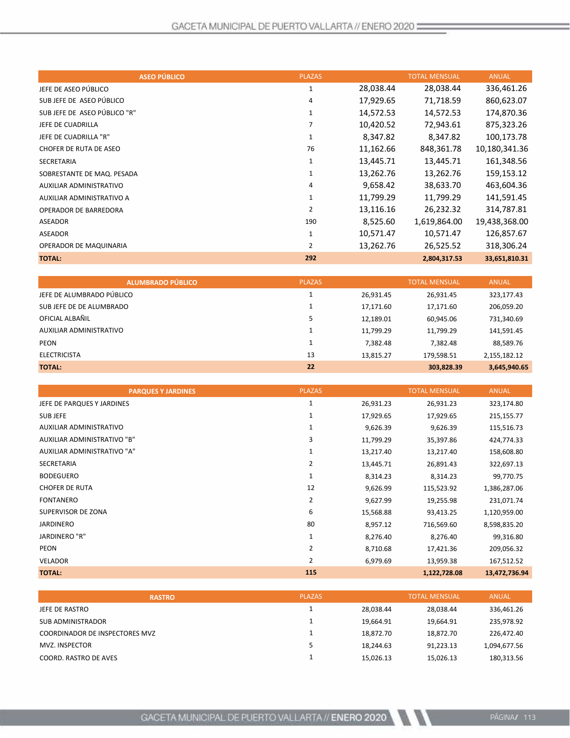| ASEO PÚBLICO | PLAZAS | | TOTAL MENSUAL | ANUAL |
|---|---|---|---|---|
| JEFE DE ASEO PÚBLICO | 1 | 28,038.44 | 28,038.44 | 336,461.26 |
| SUB JEFE DE ASEO PÚBLICO | 4 | 17,929.65 | 71,718.59 | 860,623.07 |
| SUB JEFE DE ASEO PÚBLICO "R" | 1 | 14,572.53 | 14,572.53 | 174,870.36 |
| JEFE DE CUADRILLA | 7 | 10,420.52 | 72,943.61 | 875,323.26 |
| JEFE DE CUADRILLA "R" | 1 | 8,347.82 | 8,347.82 | 100,173.78 |
| CHOFER DE RUTA DE ASEO | 76 | 11,162.66 | 848,361.78 | 10,180,341.36 |
| SECRETARIA | 1 | 13,445.71 | 13,445.71 | 161,348.56 |
| SOBRESTANTE DE MAQ. PESADA | 1 | 13,262.76 | 13,262.76 | 159,153.12 |
| AUXILIAR ADMINISTRATIVO | 4 | 9,658.42 | 38,633.70 | 463,604.36 |
| AUXILIAR ADMINISTRATIVO A | 1 | 11,799.29 | 11,799.29 | 141,591.45 |
| OPERADOR DE BARREDORA | 2 | 13,116.16 | 26,232.32 | 314,787.81 |
| ASEADOR | 190 | 8,525.60 | 1,619,864.00 | 19,438,368.00 |
| ASEADOR | 1 | 10,571.47 | 10,571.47 | 126,857.67 |
| OPERADOR DE MAQUINARIA | 2 | 13,262.76 | 26,525.52 | 318,306.24 |
| **TOTAL:** | **292** | | **2,804,317.53** | **33,651,810.31** |

| ALUMBRADO PÚBLICO | PLAZAS | | TOTAL MENSUAL | ANUAL |
|---|---|---|---|---|
| JEFE DE ALUMBRADO PÚBLICO | 1 | 26,931.45 | 26,931.45 | 323,177.43 |
| SUB JEFE DE DE ALUMBRADO | 1 | 17,171.60 | 17,171.60 | 206,059.20 |
| OFICIAL ALBAÑIL | 5 | 12,189.01 | 60,945.06 | 731,340.69 |
| AUXILIAR ADMINISTRATIVO | 1 | 11,799.29 | 11,799.29 | 141,591.45 |
| PEON | 1 | 7,382.48 | 7,382.48 | 88,589.76 |
| ELECTRICISTA | 13 | 13,815.27 | 179,598.51 | 2,155,182.12 |
| **TOTAL:** | **22** | | **303,828.39** | **3,645,940.65** |

| PARQUES Y JARDINES | PLAZAS | | TOTAL MENSUAL | ANUAL |
|---|---|---|---|---|
| JEFE DE PARQUES Y JARDINES | 1 | 26,931.23 | 26,931.23 | 323,174.80 |
| SUB JEFE | 1 | 17,929.65 | 17,929.65 | 215,155.77 |
| AUXILIAR ADMINISTRATIVO | 1 | 9,626.39 | 9,626.39 | 115,516.73 |
| AUXILIAR ADMINISTRATIVO "B" | 3 | 11,799.29 | 35,397.86 | 424,774.33 |
| AUXILIAR ADMINISTRATIVO "A" | 1 | 13,217.40 | 13,217.40 | 158,608.80 |
| SECRETARIA | 2 | 13,445.71 | 26,891.43 | 322,697.13 |
| BODEGUERO | 1 | 8,314.23 | 8,314.23 | 99,770.75 |
| CHOFER DE RUTA | 12 | 9,626.99 | 115,523.92 | 1,386,287.06 |
| FONTANERO | 2 | 9,627.99 | 19,255.98 | 231,071.74 |
| SUPERVISOR DE ZONA | 6 | 15,568.88 | 93,413.25 | 1,120,959.00 |
| JARDINERO | 80 | 8,957.12 | 716,569.60 | 8,598,835.20 |
| JARDINERO "R" | 1 | 8,276.40 | 8,276.40 | 99,316.80 |
| PEON | 2 | 8,710.68 | 17,421.36 | 209,056.32 |
| VELADOR | 2 | 6,979.69 | 13,959.38 | 167,512.52 |
| **TOTAL:** | **115** | | **1,122,728.08** | **13,472,736.94** |

| RASTRO | PLAZAS | | TOTAL MENSUAL | ANUAL |
|---|---|---|---|---|
| JEFE DE RASTRO | 1 | 28,038.44 | 28,038.44 | 336,461.26 |
| SUB ADMINISTRADOR | 1 | 19,664.91 | 19,664.91 | 235,978.92 |
| COORDINADOR DE INSPECTORES MVZ | 1 | 18,872.70 | 18,872.70 | 226,472.40 |
| MVZ. INSPECTOR | 5 | 18,244.63 | 91,223.13 | 1,094,677.56 |
| COORD. RASTRO DE AVES | 1 | 15,026.13 | 15,026.13 | 180,313.56 |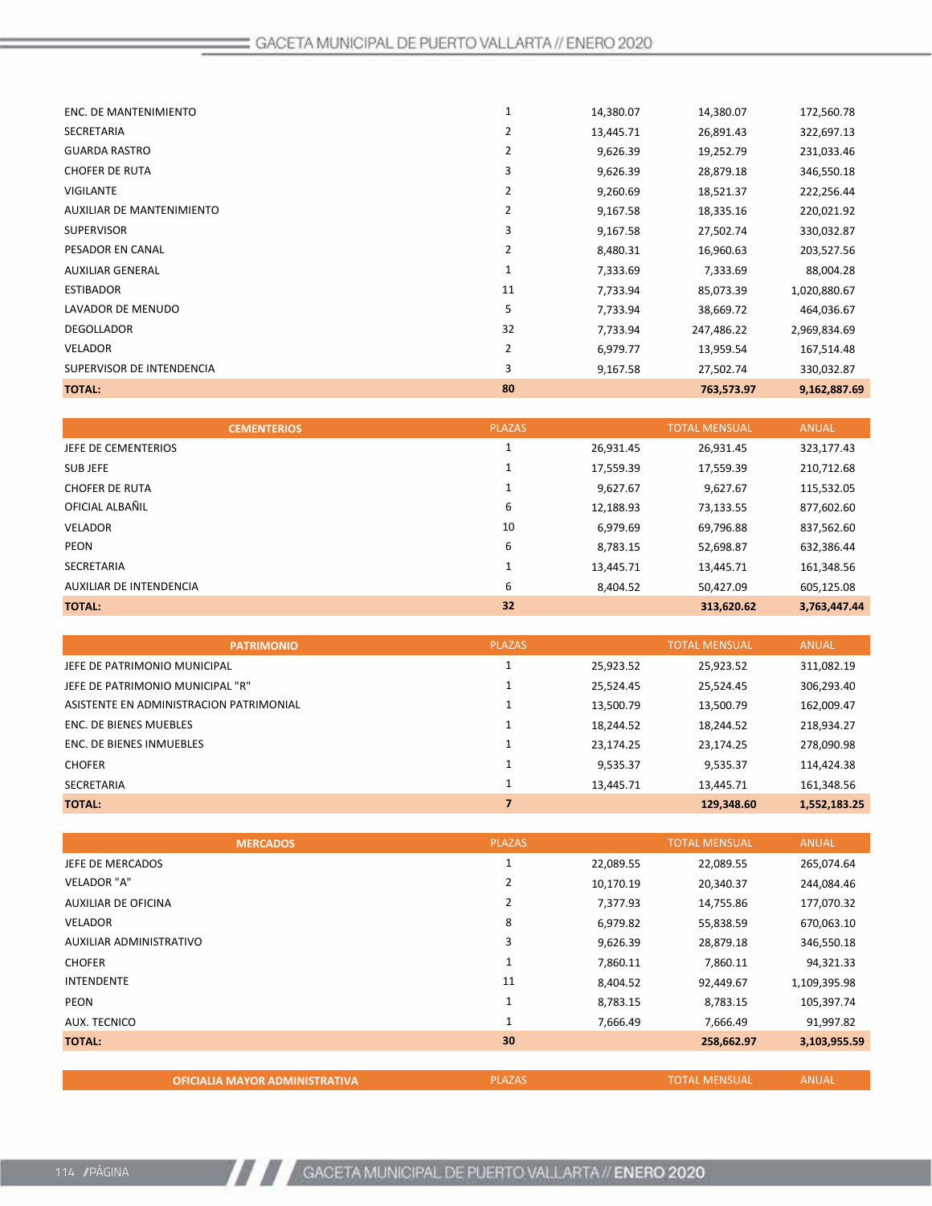| | | | | |
|---|---|---|---|---|
| ENC. DE MANTENIMIENTO | 1 | 14,380.07 | 14,380.07 | 172,560.78 |
| SECRETARIA | 2 | 13,445.71 | 26,891.43 | 322,697.13 |
| GUARDA RASTRO | 2 | 9,626.39 | 19,252.79 | 231,033.46 |
| CHOFER DE RUTA | 3 | 9,626.39 | 28,879.18 | 346,550.18 |
| VIGILANTE | 2 | 9,260.69 | 18,521.37 | 222,256.44 |
| AUXILIAR DE MANTENIMIENTO | 2 | 9,167.58 | 18,335.16 | 220,021.92 |
| SUPERVISOR | 3 | 9,167.58 | 27,502.74 | 330,032.87 |
| PESADOR EN CANAL | 2 | 8,480.31 | 16,960.63 | 203,527.56 |
| AUXILIAR GENERAL | 1 | 7,333.69 | 7,333.69 | 88,004.28 |
| ESTIBADOR | 11 | 7,733.94 | 85,073.39 | 1,020,880.67 |
| LAVADOR DE MENUDO | 5 | 7,733.94 | 38,669.72 | 464,036.67 |
| DEGOLLADOR | 32 | 7,733.94 | 247,486.22 | 2,969,834.69 |
| VELADOR | 2 | 6,979.77 | 13,959.54 | 167,514.48 |
| SUPERVISOR DE INTENDENCIA | 3 | 9,167.58 | 27,502.74 | 330,032.87 |
| **TOTAL:** | **80** | | **763,573.97** | **9,162,887.69** |

| CEMENTERIOS | PLAZAS | | TOTAL MENSUAL | ANUAL |
|---|---|---|---|---|
| JEFE DE CEMENTERIOS | 1 | 26,931.45 | 26,931.45 | 323,177.43 |
| SUB JEFE | 1 | 17,559.39 | 17,559.39 | 210,712.68 |
| CHOFER DE RUTA | 1 | 9,627.67 | 9,627.67 | 115,532.05 |
| OFICIAL ALBAÑIL | 6 | 12,188.93 | 73,133.55 | 877,602.60 |
| VELADOR | 10 | 6,979.69 | 69,796.88 | 837,562.60 |
| PEON | 6 | 8,783.15 | 52,698.87 | 632,386.44 |
| SECRETARIA | 1 | 13,445.71 | 13,445.71 | 161,348.56 |
| AUXILIAR DE INTENDENCIA | 6 | 8,404.52 | 50,427.09 | 605,125.08 |
| **TOTAL:** | **32** | | **313,620.62** | **3,763,447.44** |

| PATRIMONIO | PLAZAS | | TOTAL MENSUAL | ANUAL |
|---|---|---|---|---|
| JEFE DE PATRIMONIO MUNICIPAL | 1 | 25,923.52 | 25,923.52 | 311,082.19 |
| JEFE DE PATRIMONIO MUNICIPAL "R" | 1 | 25,524.45 | 25,524.45 | 306,293.40 |
| ASISTENTE EN ADMINISTRACION PATRIMONIAL | 1 | 13,500.79 | 13,500.79 | 162,009.47 |
| ENC. DE BIENES MUEBLES | 1 | 18,244.52 | 18,244.52 | 218,934.27 |
| ENC. DE BIENES INMUEBLES | 1 | 23,174.25 | 23,174.25 | 278,090.98 |
| CHOFER | 1 | 9,535.37 | 9,535.37 | 114,424.38 |
| SECRETARIA | 1 | 13,445.71 | 13,445.71 | 161,348.56 |
| **TOTAL:** | **7** | | **129,348.60** | **1,552,183.25** |

| MERCADOS | PLAZAS | | TOTAL MENSUAL | ANUAL |
|---|---|---|---|---|
| JEFE DE MERCADOS | 1 | 22,089.55 | 22,089.55 | 265,074.64 |
| VELADOR "A" | 2 | 10,170.19 | 20,340.37 | 244,084.46 |
| AUXILIAR DE OFICINA | 2 | 7,377.93 | 14,755.86 | 177,070.32 |
| VELADOR | 8 | 6,979.82 | 55,838.59 | 670,063.10 |
| AUXILIAR ADMINISTRATIVO | 3 | 9,626.39 | 28,879.18 | 346,550.18 |
| CHOFER | 1 | 7,860.11 | 7,860.11 | 94,321.33 |
| INTENDENTE | 11 | 8,404.52 | 92,449.67 | 1,109,395.98 |
| PEON | 1 | 8,783.15 | 8,783.15 | 105,397.74 |
| AUX. TECNICO | 1 | 7,666.49 | 7,666.49 | 91,997.82 |
| **TOTAL:** | **30** | | **258,662.97** | **3,103,955.59** |

| OFICIALIA MAYOR ADMINISTRATIVA | PLAZAS | | TOTAL MENSUAL | ANUAL |
|---|---|---|---|---|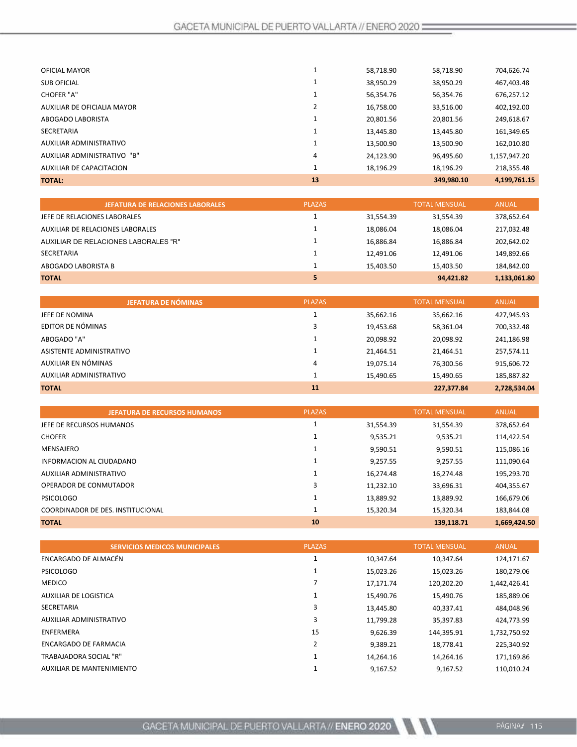| | | | | |
|---|---|---|---|---|
| OFICIAL MAYOR | 1 | 58,718.90 | 58,718.90 | 704,626.74 |
| SUB OFICIAL | 1 | 38,950.29 | 38,950.29 | 467,403.48 |
| CHOFER "A" | 1 | 56,354.76 | 56,354.76 | 676,257.12 |
| AUXILIAR DE OFICIALIA MAYOR | 2 | 16,758.00 | 33,516.00 | 402,192.00 |
| ABOGADO LABORISTA | 1 | 20,801.56 | 20,801.56 | 249,618.67 |
| SECRETARIA | 1 | 13,445.80 | 13,445.80 | 161,349.65 |
| AUXILIAR ADMINISTRATIVO | 1 | 13,500.90 | 13,500.90 | 162,010.80 |
| AUXILIAR ADMINISTRATIVO "B" | 4 | 24,123.90 | 96,495.60 | 1,157,947.20 |
| AUXILIAR DE CAPACITACION | 1 | 18,196.29 | 18,196.29 | 218,355.48 |
| **TOTAL:** | **13** | | **349,980.10** | **4,199,761.15** |

| JEFATURA DE RELACIONES LABORALES | PLAZAS | | TOTAL MENSUAL | ANUAL |
|---|---|---|---|---|
| JEFE DE RELACIONES LABORALES | 1 | 31,554.39 | 31,554.39 | 378,652.64 |
| AUXILIAR DE RELACIONES LABORALES | 1 | 18,086.04 | 18,086.04 | 217,032.48 |
| AUXILIAR DE RELACIONES LABORALES "R" | 1 | 16,886.84 | 16,886.84 | 202,642.02 |
| SECRETARIA | 1 | 12,491.06 | 12,491.06 | 149,892.66 |
| ABOGADO LABORISTA B | 1 | 15,403.50 | 15,403.50 | 184,842.00 |
| **TOTAL** | **5** | | **94,421.82** | **1,133,061.80** |

| JEFATURA DE NÓMINAS | PLAZAS | | TOTAL MENSUAL | ANUAL |
|---|---|---|---|---|
| JEFE DE NOMINA | 1 | 35,662.16 | 35,662.16 | 427,945.93 |
| EDITOR DE NÓMINAS | 3 | 19,453.68 | 58,361.04 | 700,332.48 |
| ABOGADO "A" | 1 | 20,098.92 | 20,098.92 | 241,186.98 |
| ASISTENTE ADMINISTRATIVO | 1 | 21,464.51 | 21,464.51 | 257,574.11 |
| AUXILIAR EN NÓMINAS | 4 | 19,075.14 | 76,300.56 | 915,606.72 |
| AUXILIAR ADMINISTRATIVO | 1 | 15,490.65 | 15,490.65 | 185,887.82 |
| **TOTAL** | **11** | | **227,377.84** | **2,728,534.04** |

| JEFATURA DE RECURSOS HUMANOS | PLAZAS | | TOTAL MENSUAL | ANUAL |
|---|---|---|---|---|
| JEFE DE RECURSOS HUMANOS | 1 | 31,554.39 | 31,554.39 | 378,652.64 |
| CHOFER | 1 | 9,535.21 | 9,535.21 | 114,422.54 |
| MENSAJERO | 1 | 9,590.51 | 9,590.51 | 115,086.16 |
| INFORMACION AL CIUDADANO | 1 | 9,257.55 | 9,257.55 | 111,090.64 |
| AUXILIAR ADMINISTRATIVO | 1 | 16,274.48 | 16,274.48 | 195,293.70 |
| OPERADOR DE CONMUTADOR | 3 | 11,232.10 | 33,696.31 | 404,355.67 |
| PSICOLOGO | 1 | 13,889.92 | 13,889.92 | 166,679.06 |
| COORDINADOR DE DES. INSTITUCIONAL | 1 | 15,320.34 | 15,320.34 | 183,844.08 |
| **TOTAL** | **10** | | **139,118.71** | **1,669,424.50** |

| SERVICIOS MEDICOS MUNICIPALES | PLAZAS | | TOTAL MENSUAL | ANUAL |
|---|---|---|---|---|
| ENCARGADO DE ALMACÉN | 1 | 10,347.64 | 10,347.64 | 124,171.67 |
| PSICOLOGO | 1 | 15,023.26 | 15,023.26 | 180,279.06 |
| MEDICO | 7 | 17,171.74 | 120,202.20 | 1,442,426.41 |
| AUXILIAR DE LOGISTICA | 1 | 15,490.76 | 15,490.76 | 185,889.06 |
| SECRETARIA | 3 | 13,445.80 | 40,337.41 | 484,048.96 |
| AUXILIAR ADMINISTRATIVO | 3 | 11,799.28 | 35,397.83 | 424,773.99 |
| ENFERMERA | 15 | 9,626.39 | 144,395.91 | 1,732,750.92 |
| ENCARGADO DE FARMACIA | 2 | 9,389.21 | 18,778.41 | 225,340.92 |
| TRABAJADORA SOCIAL "R" | 1 | 14,264.16 | 14,264.16 | 171,169.86 |
| AUXILIAR DE MANTENIMIENTO | 1 | 9,167.52 | 9,167.52 | 110,010.24 |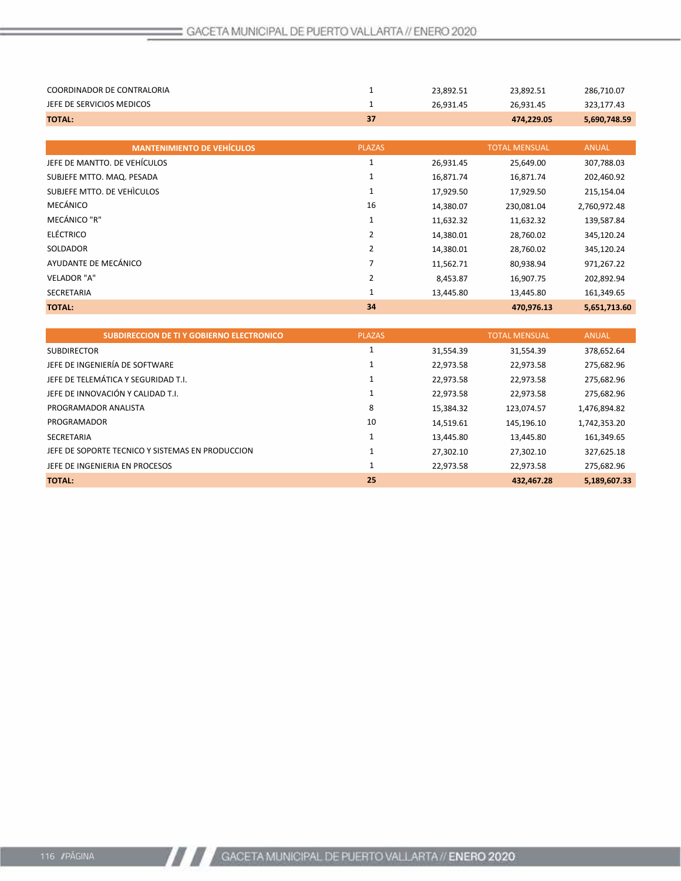| | | | | |
|---|---|---|---|---|
| COORDINADOR DE CONTRALORIA | 1 | 23,892.51 | 23,892.51 | 286,710.07 |
| JEFE DE SERVICIOS MEDICOS | 1 | 26,931.45 | 26,931.45 | 323,177.43 |
| **TOTAL:** | **37** | | **474,229.05** | **5,690,748.59** |

| MANTENIMIENTO DE VEHÍCULOS | PLAZAS | | TOTAL MENSUAL | ANUAL |
|---|---|---|---|---|
| JEFE DE MANTTO. DE VEHÍCULOS | 1 | 26,931.45 | 25,649.00 | 307,788.03 |
| SUBJEFE MTTO. MAQ. PESADA | 1 | 16,871.74 | 16,871.74 | 202,460.92 |
| SUBJEFE MTTO. DE VEHÌCULOS | 1 | 17,929.50 | 17,929.50 | 215,154.04 |
| MECÁNICO | 16 | 14,380.07 | 230,081.04 | 2,760,972.48 |
| MECÁNICO "R" | 1 | 11,632.32 | 11,632.32 | 139,587.84 |
| ELÉCTRICO | 2 | 14,380.01 | 28,760.02 | 345,120.24 |
| SOLDADOR | 2 | 14,380.01 | 28,760.02 | 345,120.24 |
| AYUDANTE DE MECÁNICO | 7 | 11,562.71 | 80,938.94 | 971,267.22 |
| VELADOR "A" | 2 | 8,453.87 | 16,907.75 | 202,892.94 |
| SECRETARIA | 1 | 13,445.80 | 13,445.80 | 161,349.65 |
| **TOTAL:** | **34** | | **470,976.13** | **5,651,713.60** |

| SUBDIRECCION DE TI Y GOBIERNO ELECTRONICO | PLAZAS | | TOTAL MENSUAL | ANUAL |
|---|---|---|---|---|
| SUBDIRECTOR | 1 | 31,554.39 | 31,554.39 | 378,652.64 |
| JEFE DE INGENIERÍA DE SOFTWARE | 1 | 22,973.58 | 22,973.58 | 275,682.96 |
| JEFE DE TELEMÁTICA Y SEGURIDAD T.I. | 1 | 22,973.58 | 22,973.58 | 275,682.96 |
| JEFE DE INNOVACIÓN Y CALIDAD T.I. | 1 | 22,973.58 | 22,973.58 | 275,682.96 |
| PROGRAMADOR ANALISTA | 8 | 15,384.32 | 123,074.57 | 1,476,894.82 |
| PROGRAMADOR | 10 | 14,519.61 | 145,196.10 | 1,742,353.20 |
| SECRETARIA | 1 | 13,445.80 | 13,445.80 | 161,349.65 |
| JEFE DE SOPORTE TECNICO Y SISTEMAS EN PRODUCCION | 1 | 27,302.10 | 27,302.10 | 327,625.18 |
| JEFE DE INGENIERIA EN PROCESOS | 1 | 22,973.58 | 22,973.58 | 275,682.96 |
| **TOTAL:** | **25** | | **432,467.28** | **5,189,607.33** |